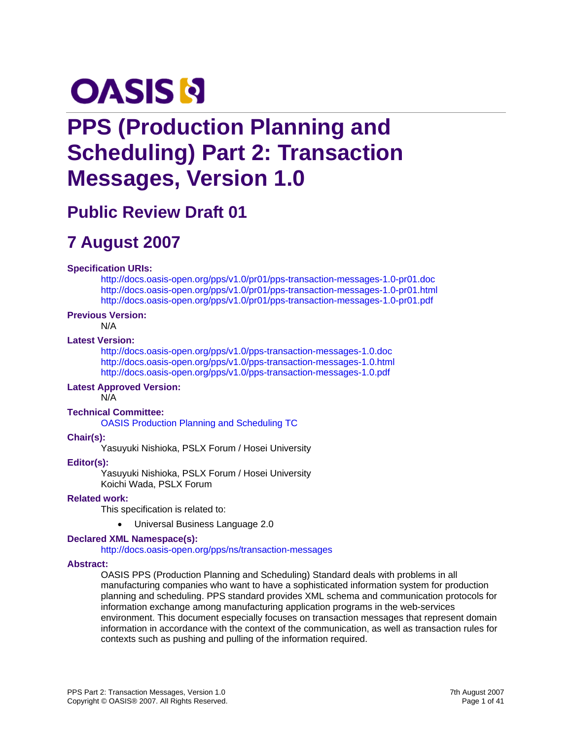OASIS

# PPS (Production Planning and Scheduling) Part 2: Transaction Messages, Version 1.0

## Public Review Draft 01

## 7 August 2007

**Specification URIs:**

http://docs.oasis-open.org/pps/v1.0/pr01/pps-transaction-messages-1.0-pr01.doc
http://docs.oasis-open.org/pps/v1.0/pr01/pps-transaction-messages-1.0-pr01.html
http://docs.oasis-open.org/pps/v1.0/pr01/pps-transaction-messages-1.0-pr01.pdf

**Previous Version:**

N/A

**Latest Version:**

http://docs.oasis-open.org/pps/v1.0/pps-transaction-messages-1.0.doc
http://docs.oasis-open.org/pps/v1.0/pps-transaction-messages-1.0.html
http://docs.oasis-open.org/pps/v1.0/pps-transaction-messages-1.0.pdf

**Latest Approved Version:**

N/A

**Technical Committee:**

OASIS Production Planning and Scheduling TC

**Chair(s):**

Yasuyuki Nishioka, PSLX Forum / Hosei University

**Editor(s):**

Yasuyuki Nishioka, PSLX Forum / Hosei University
Koichi Wada, PSLX Forum

**Related work:**

This specification is related to:

- Universal Business Language 2.0

**Declared XML Namespace(s):**

http://docs.oasis-open.org/pps/ns/transaction-messages

**Abstract:**

OASIS PPS (Production Planning and Scheduling) Standard deals with problems in all manufacturing companies who want to have a sophisticated information system for production planning and scheduling. PPS standard provides XML schema and communication protocols for information exchange among manufacturing application programs in the web-services environment. This document especially focuses on transaction messages that represent domain information in accordance with the context of the communication, as well as transaction rules for contexts such as pushing and pulling of the information required.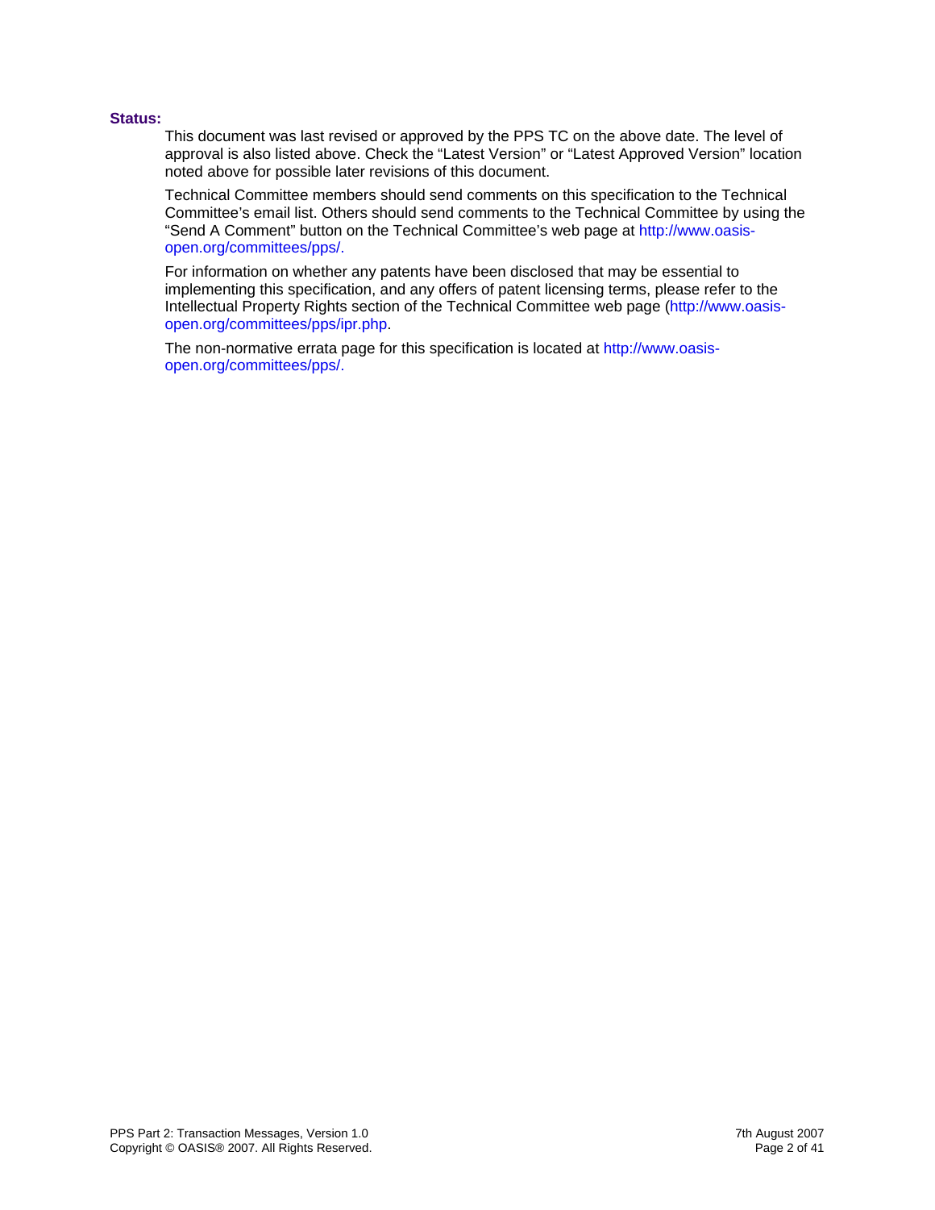**Status:**

This document was last revised or approved by the PPS TC on the above date. The level of approval is also listed above. Check the “Latest Version” or “Latest Approved Version” location noted above for possible later revisions of this document.

Technical Committee members should send comments on this specification to the Technical Committee’s email list. Others should send comments to the Technical Committee by using the “Send A Comment” button on the Technical Committee’s web page at http://www.oasis-open.org/committees/pps/.

For information on whether any patents have been disclosed that may be essential to implementing this specification, and any offers of patent licensing terms, please refer to the Intellectual Property Rights section of the Technical Committee web page (http://www.oasis-open.org/committees/pps/ipr.php.

The non-normative errata page for this specification is located at http://www.oasis-open.org/committees/pps/.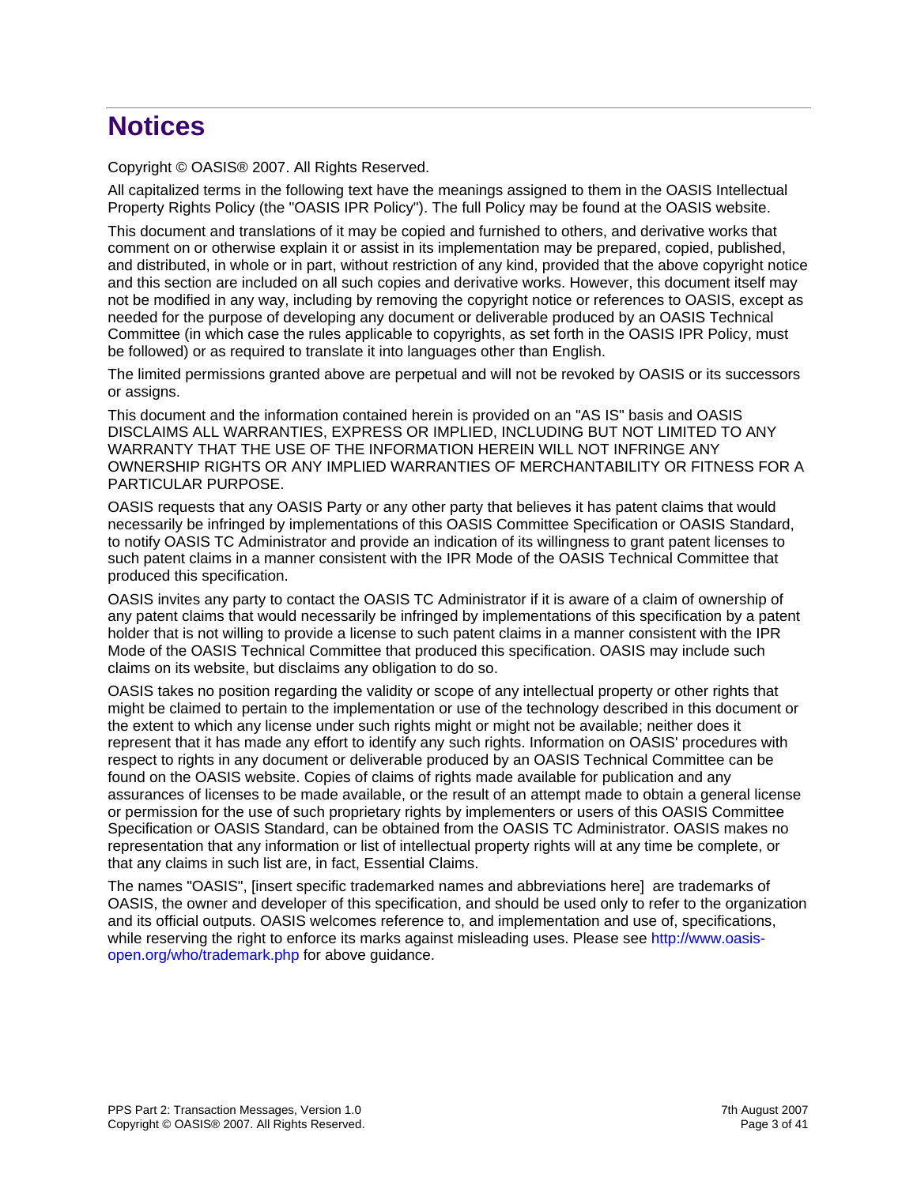# Notices

Copyright © OASIS® 2007. All Rights Reserved.

All capitalized terms in the following text have the meanings assigned to them in the OASIS Intellectual Property Rights Policy (the "OASIS IPR Policy"). The full Policy may be found at the OASIS website.

This document and translations of it may be copied and furnished to others, and derivative works that comment on or otherwise explain it or assist in its implementation may be prepared, copied, published, and distributed, in whole or in part, without restriction of any kind, provided that the above copyright notice and this section are included on all such copies and derivative works. However, this document itself may not be modified in any way, including by removing the copyright notice or references to OASIS, except as needed for the purpose of developing any document or deliverable produced by an OASIS Technical Committee (in which case the rules applicable to copyrights, as set forth in the OASIS IPR Policy, must be followed) or as required to translate it into languages other than English.

The limited permissions granted above are perpetual and will not be revoked by OASIS or its successors or assigns.

This document and the information contained herein is provided on an "AS IS" basis and OASIS DISCLAIMS ALL WARRANTIES, EXPRESS OR IMPLIED, INCLUDING BUT NOT LIMITED TO ANY WARRANTY THAT THE USE OF THE INFORMATION HEREIN WILL NOT INFRINGE ANY OWNERSHIP RIGHTS OR ANY IMPLIED WARRANTIES OF MERCHANTABILITY OR FITNESS FOR A PARTICULAR PURPOSE.

OASIS requests that any OASIS Party or any other party that believes it has patent claims that would necessarily be infringed by implementations of this OASIS Committee Specification or OASIS Standard, to notify OASIS TC Administrator and provide an indication of its willingness to grant patent licenses to such patent claims in a manner consistent with the IPR Mode of the OASIS Technical Committee that produced this specification.

OASIS invites any party to contact the OASIS TC Administrator if it is aware of a claim of ownership of any patent claims that would necessarily be infringed by implementations of this specification by a patent holder that is not willing to provide a license to such patent claims in a manner consistent with the IPR Mode of the OASIS Technical Committee that produced this specification. OASIS may include such claims on its website, but disclaims any obligation to do so.

OASIS takes no position regarding the validity or scope of any intellectual property or other rights that might be claimed to pertain to the implementation or use of the technology described in this document or the extent to which any license under such rights might or might not be available; neither does it represent that it has made any effort to identify any such rights. Information on OASIS' procedures with respect to rights in any document or deliverable produced by an OASIS Technical Committee can be found on the OASIS website. Copies of claims of rights made available for publication and any assurances of licenses to be made available, or the result of an attempt made to obtain a general license or permission for the use of such proprietary rights by implementers or users of this OASIS Committee Specification or OASIS Standard, can be obtained from the OASIS TC Administrator. OASIS makes no representation that any information or list of intellectual property rights will at any time be complete, or that any claims in such list are, in fact, Essential Claims.

The names "OASIS", [insert specific trademarked names and abbreviations here] are trademarks of OASIS, the owner and developer of this specification, and should be used only to refer to the organization and its official outputs. OASIS welcomes reference to, and implementation and use of, specifications, while reserving the right to enforce its marks against misleading uses. Please see http://www.oasis-open.org/who/trademark.php for above guidance.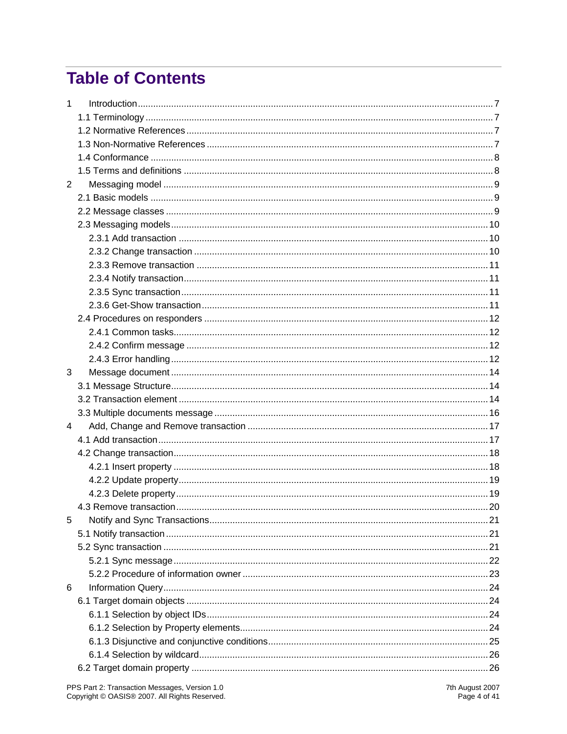# Table of Contents

1 Introduction ........ 7
- 1.1 Terminology ........ 7
- 1.2 Normative References ........ 7
- 1.3 Non-Normative References ........ 7
- 1.4 Conformance ........ 8
- 1.5 Terms and definitions ........ 8

2 Messaging model ........ 9
- 2.1 Basic models ........ 9
- 2.2 Message classes ........ 9
- 2.3 Messaging models ........ 10
  - 2.3.1 Add transaction ........ 10
  - 2.3.2 Change transaction ........ 10
  - 2.3.3 Remove transaction ........ 11
  - 2.3.4 Notify transaction ........ 11
  - 2.3.5 Sync transaction ........ 11
  - 2.3.6 Get-Show transaction ........ 11
- 2.4 Procedures on responders ........ 12
  - 2.4.1 Common tasks ........ 12
  - 2.4.2 Confirm message ........ 12
  - 2.4.3 Error handling ........ 12

3 Message document ........ 14
- 3.1 Message Structure ........ 14
- 3.2 Transaction element ........ 14
- 3.3 Multiple documents message ........ 16

4 Add, Change and Remove transaction ........ 17
- 4.1 Add transaction ........ 17
- 4.2 Change transaction ........ 18
  - 4.2.1 Insert property ........ 18
  - 4.2.2 Update property ........ 19
  - 4.2.3 Delete property ........ 19
- 4.3 Remove transaction ........ 20

5 Notify and Sync Transactions ........ 21
- 5.1 Notify transaction ........ 21
- 5.2 Sync transaction ........ 21
  - 5.2.1 Sync message ........ 22
  - 5.2.2 Procedure of information owner ........ 23

6 Information Query ........ 24
- 6.1 Target domain objects ........ 24
  - 6.1.1 Selection by object IDs ........ 24
  - 6.1.2 Selection by Property elements ........ 24
  - 6.1.3 Disjunctive and conjunctive conditions ........ 25
  - 6.1.4 Selection by wildcard ........ 26
- 6.2 Target domain property ........ 26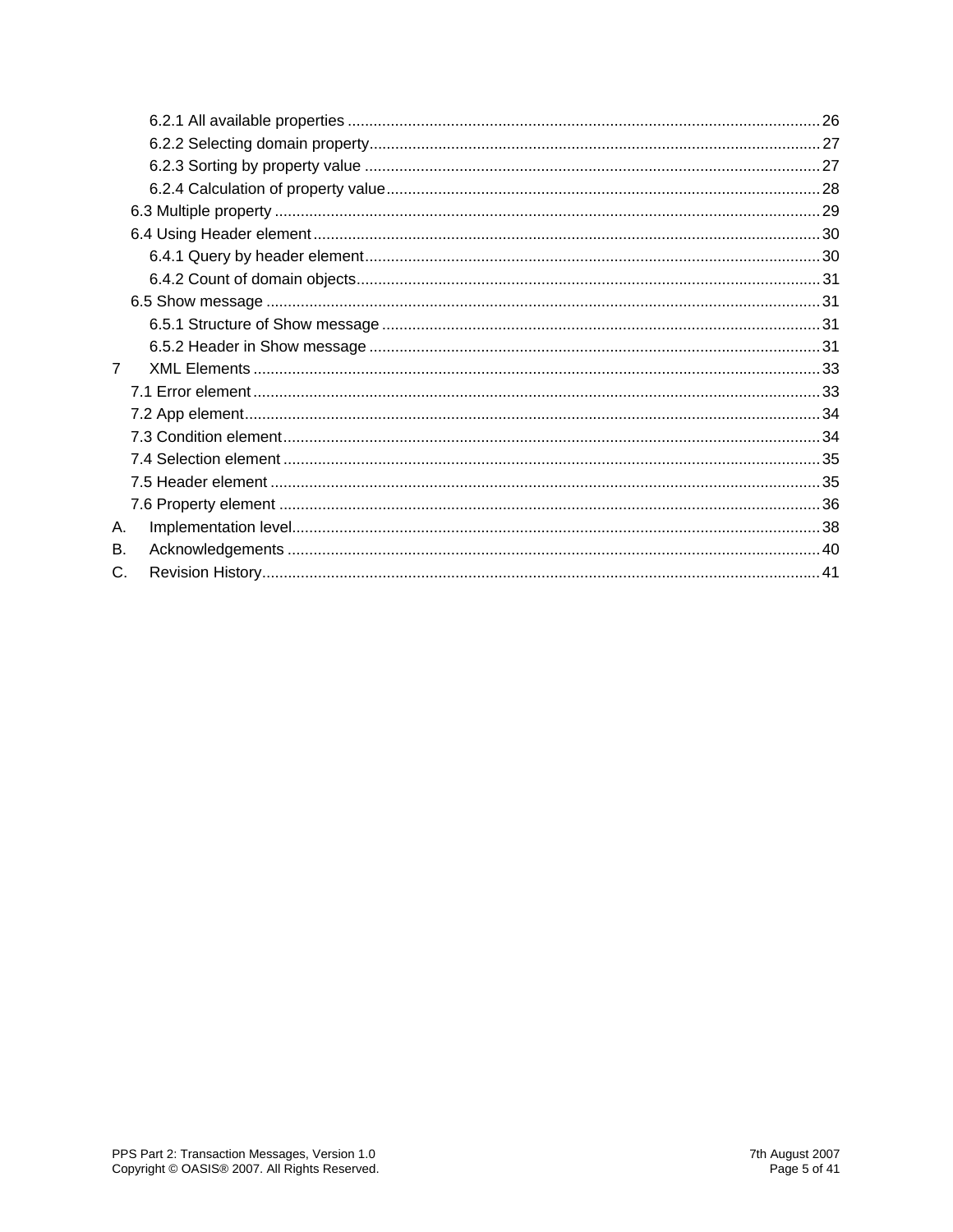- 6.2.1 All available properties ........ 26
- 6.2.2 Selecting domain property........ 27
- 6.2.3 Sorting by property value ........ 27
- 6.2.4 Calculation of property value........ 28
- 6.3 Multiple property ........ 29
- 6.4 Using Header element........ 30
- 6.4.1 Query by header element........ 30
- 6.4.2 Count of domain objects........ 31
- 6.5 Show message ........ 31
- 6.5.1 Structure of Show message ........ 31
- 6.5.2 Header in Show message ........ 31
- 7 XML Elements ........ 33
- 7.1 Error element ........ 33
- 7.2 App element........ 34
- 7.3 Condition element........ 34
- 7.4 Selection element ........ 35
- 7.5 Header element ........ 35
- 7.6 Property element ........ 36
- A. Implementation level........ 38
- B. Acknowledgements ........ 40
- C. Revision History........ 41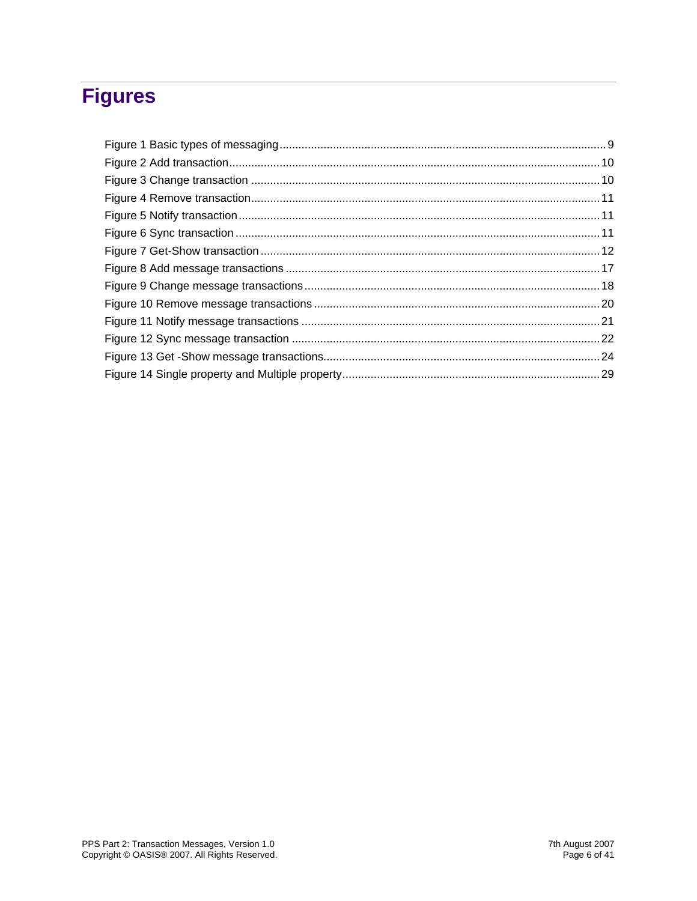# Figures

Figure 1 Basic types of messaging ........................................................................................................ 9
Figure 2 Add transaction ...................................................................................................................... 10
Figure 3 Change transaction ................................................................................................................ 10
Figure 4 Remove transaction ................................................................................................................ 11
Figure 5 Notify transaction .................................................................................................................... 11
Figure 6 Sync transaction ...................................................................................................................... 11
Figure 7 Get-Show transaction .............................................................................................................. 12
Figure 8 Add message transactions ...................................................................................................... 17
Figure 9 Change message transactions ................................................................................................ 18
Figure 10 Remove message transactions ............................................................................................. 20
Figure 11 Notify message transactions ................................................................................................. 21
Figure 12 Sync message transaction .................................................................................................... 22
Figure 13 Get -Show message transactions .......................................................................................... 24
Figure 14 Single property and Multiple property .................................................................................... 29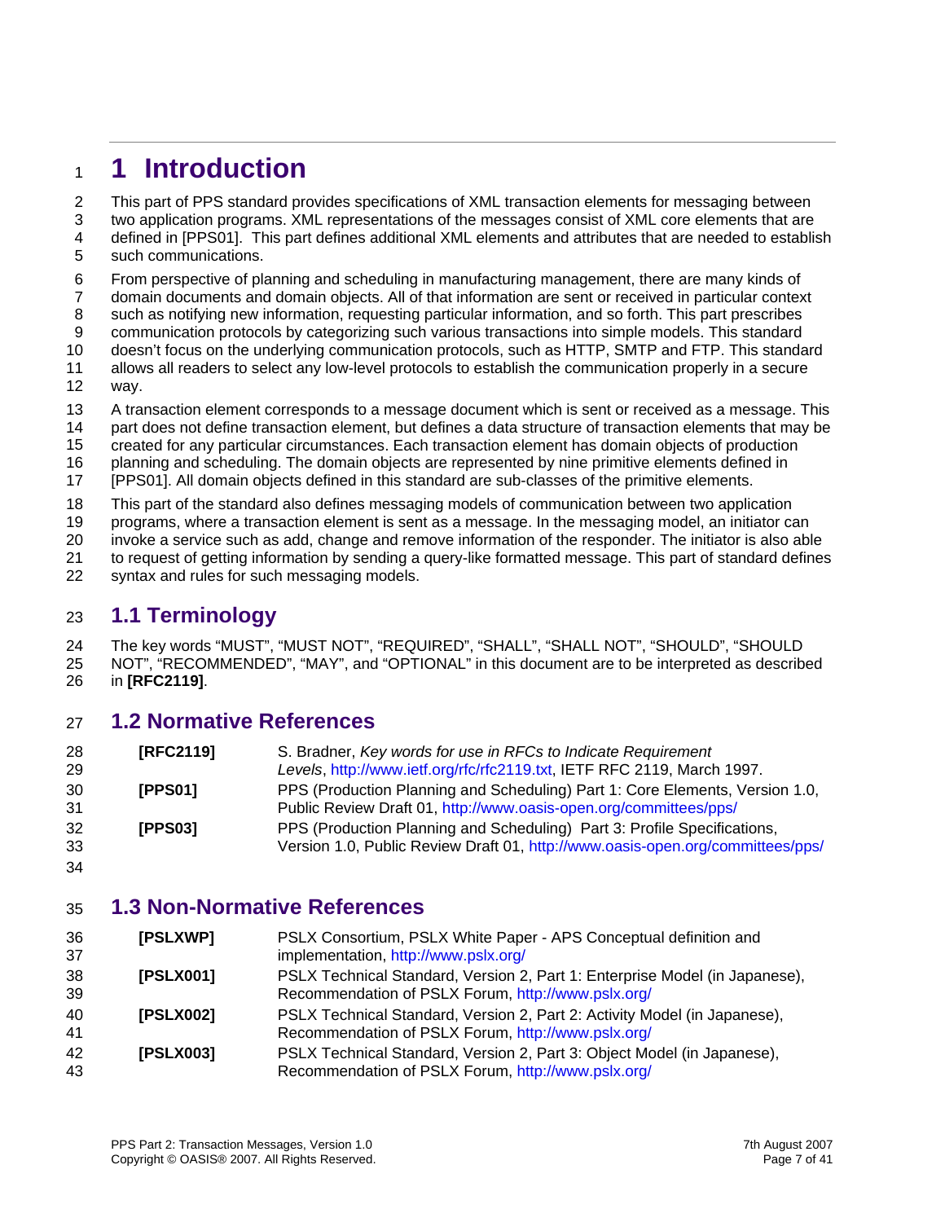# 1 Introduction

This part of PPS standard provides specifications of XML transaction elements for messaging between two application programs. XML representations of the messages consist of XML core elements that are defined in [PPS01]. This part defines additional XML elements and attributes that are needed to establish such communications.

From perspective of planning and scheduling in manufacturing management, there are many kinds of domain documents and domain objects. All of that information are sent or received in particular context such as notifying new information, requesting particular information, and so forth. This part prescribes communication protocols by categorizing such various transactions into simple models. This standard doesn't focus on the underlying communication protocols, such as HTTP, SMTP and FTP. This standard allows all readers to select any low-level protocols to establish the communication properly in a secure way.

A transaction element corresponds to a message document which is sent or received as a message. This part does not define transaction element, but defines a data structure of transaction elements that may be created for any particular circumstances. Each transaction element has domain objects of production planning and scheduling. The domain objects are represented by nine primitive elements defined in [PPS01]. All domain objects defined in this standard are sub-classes of the primitive elements.

This part of the standard also defines messaging models of communication between two application programs, where a transaction element is sent as a message. In the messaging model, an initiator can invoke a service such as add, change and remove information of the responder. The initiator is also able to request of getting information by sending a query-like formatted message. This part of standard defines syntax and rules for such messaging models.

## 1.1 Terminology

The key words "MUST", "MUST NOT", "REQUIRED", "SHALL", "SHALL NOT", "SHOULD", "SHOULD NOT", "RECOMMENDED", "MAY", and "OPTIONAL" in this document are to be interpreted as described in **[RFC2119]**.

## 1.2 Normative References

| | |
|---|---|
| **[RFC2119]** | S. Bradner, *Key words for use in RFCs to Indicate Requirement Levels*, http://www.ietf.org/rfc/rfc2119.txt, IETF RFC 2119, March 1997. |
| **[PPS01]** | PPS (Production Planning and Scheduling) Part 1: Core Elements, Version 1.0, Public Review Draft 01, http://www.oasis-open.org/committees/pps/ |
| **[PPS03]** | PPS (Production Planning and Scheduling) Part 3: Profile Specifications, Version 1.0, Public Review Draft 01, http://www.oasis-open.org/committees/pps/ |

## 1.3 Non-Normative References

| | |
|---|---|
| **[PSLXWP]** | PSLX Consortium, PSLX White Paper - APS Conceptual definition and implementation, http://www.pslx.org/ |
| **[PSLX001]** | PSLX Technical Standard, Version 2, Part 1: Enterprise Model (in Japanese), Recommendation of PSLX Forum, http://www.pslx.org/ |
| **[PSLX002]** | PSLX Technical Standard, Version 2, Part 2: Activity Model (in Japanese), Recommendation of PSLX Forum, http://www.pslx.org/ |
| **[PSLX003]** | PSLX Technical Standard, Version 2, Part 3: Object Model (in Japanese), Recommendation of PSLX Forum, http://www.pslx.org/ |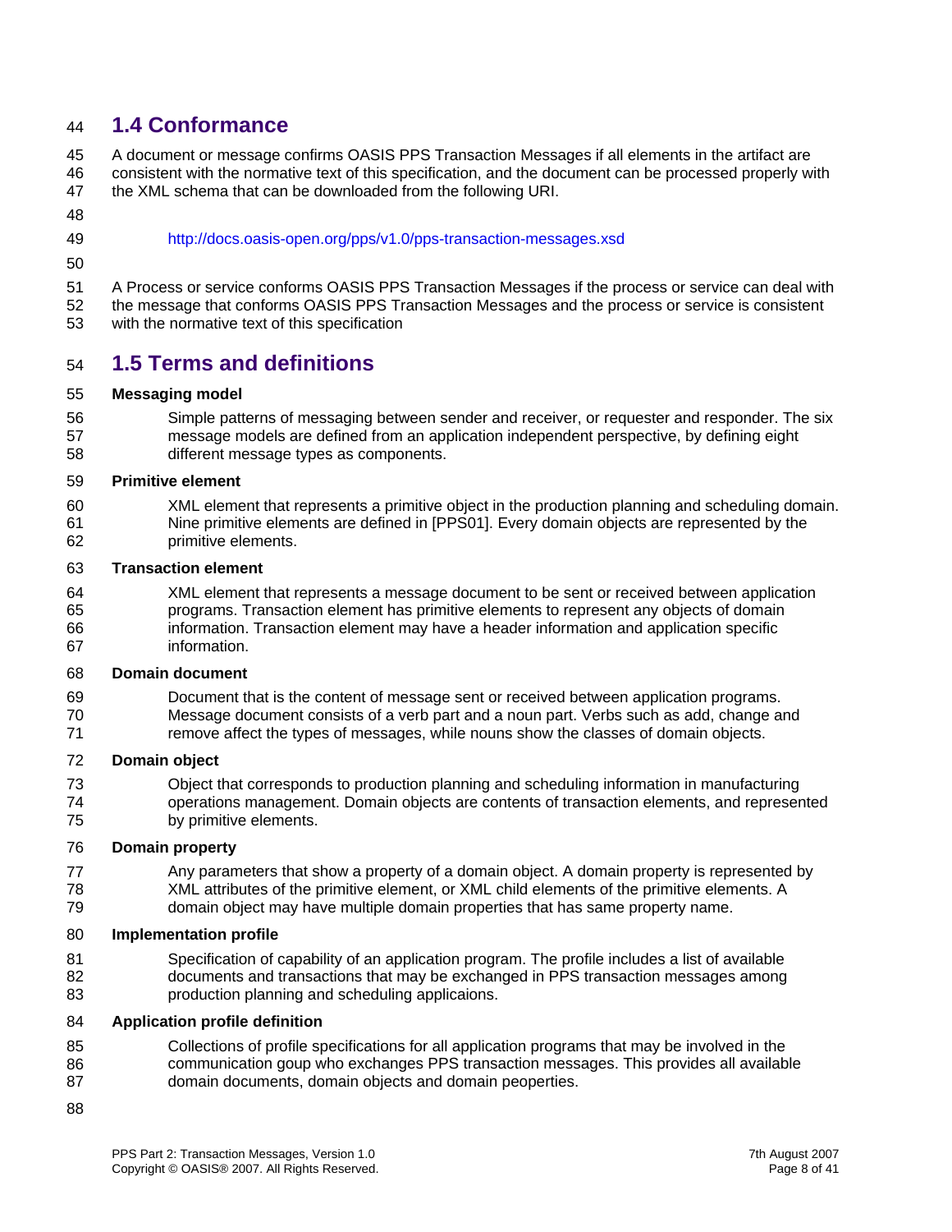## 1.4 Conformance

A document or message confirms OASIS PPS Transaction Messages if all elements in the artifact are consistent with the normative text of this specification, and the document can be processed properly with the XML schema that can be downloaded from the following URI.

http://docs.oasis-open.org/pps/v1.0/pps-transaction-messages.xsd

A Process or service conforms OASIS PPS Transaction Messages if the process or service can deal with the message that conforms OASIS PPS Transaction Messages and the process or service is consistent with the normative text of this specification

## 1.5 Terms and definitions

**Messaging model**

Simple patterns of messaging between sender and receiver, or requester and responder. The six message models are defined from an application independent perspective, by defining eight different message types as components.

**Primitive element**

XML element that represents a primitive object in the production planning and scheduling domain. Nine primitive elements are defined in [PPS01]. Every domain objects are represented by the primitive elements.

**Transaction element**

XML element that represents a message document to be sent or received between application programs. Transaction element has primitive elements to represent any objects of domain information. Transaction element may have a header information and application specific information.

**Domain document**

Document that is the content of message sent or received between application programs. Message document consists of a verb part and a noun part. Verbs such as add, change and remove affect the types of messages, while nouns show the classes of domain objects.

**Domain object**

Object that corresponds to production planning and scheduling information in manufacturing operations management. Domain objects are contents of transaction elements, and represented by primitive elements.

**Domain property**

Any parameters that show a property of a domain object. A domain property is represented by XML attributes of the primitive element, or XML child elements of the primitive elements. A domain object may have multiple domain properties that has same property name.

**Implementation profile**

Specification of capability of an application program. The profile includes a list of available documents and transactions that may be exchanged in PPS transaction messages among production planning and scheduling applicaions.

**Application profile definition**

Collections of profile specifications for all application programs that may be involved in the communication goup who exchanges PPS transaction messages. This provides all available domain documents, domain objects and domain peoperties.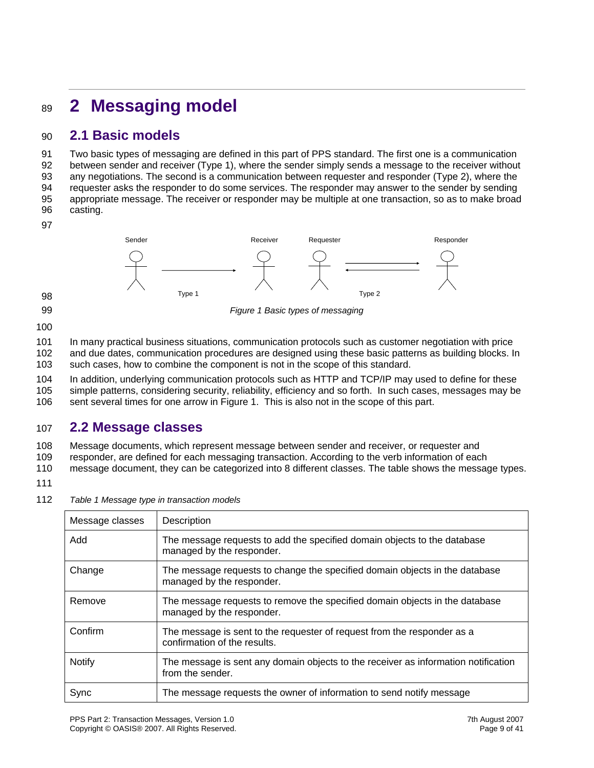# 2 Messaging model

## 2.1 Basic models

Two basic types of messaging are defined in this part of PPS standard. The first one is a communication between sender and receiver (Type 1), where the sender simply sends a message to the receiver without any negotiations. The second is a communication between requester and responder (Type 2), where the requester asks the responder to do some services. The responder may answer to the sender by sending appropriate message. The receiver or responder may be multiple at one transaction, so as to make broad casting.

Sender　Receiver　Requester　Responder

Type 1　Type 2

*Figure 1 Basic types of messaging*

In many practical business situations, communication protocols such as customer negotiation with price and due dates, communication procedures are designed using these basic patterns as building blocks. In such cases, how to combine the component is not in the scope of this standard.

In addition, underlying communication protocols such as HTTP and TCP/IP may used to define for these simple patterns, considering security, reliability, efficiency and so forth. In such cases, messages may be sent several times for one arrow in Figure 1. This is also not in the scope of this part.

## 2.2 Message classes

Message documents, which represent message between sender and receiver, or requester and responder, are defined for each messaging transaction. According to the verb information of each message document, they can be categorized into 8 different classes. The table shows the message types.

*Table 1 Message type in transaction models*

| Message classes | Description |
|---|---|
| Add | The message requests to add the specified domain objects to the database managed by the responder. |
| Change | The message requests to change the specified domain objects in the database managed by the responder. |
| Remove | The message requests to remove the specified domain objects in the database managed by the responder. |
| Confirm | The message is sent to the requester of request from the responder as a confirmation of the results. |
| Notify | The message is sent any domain objects to the receiver as information notification from the sender. |
| Sync | The message requests the owner of information to send notify message |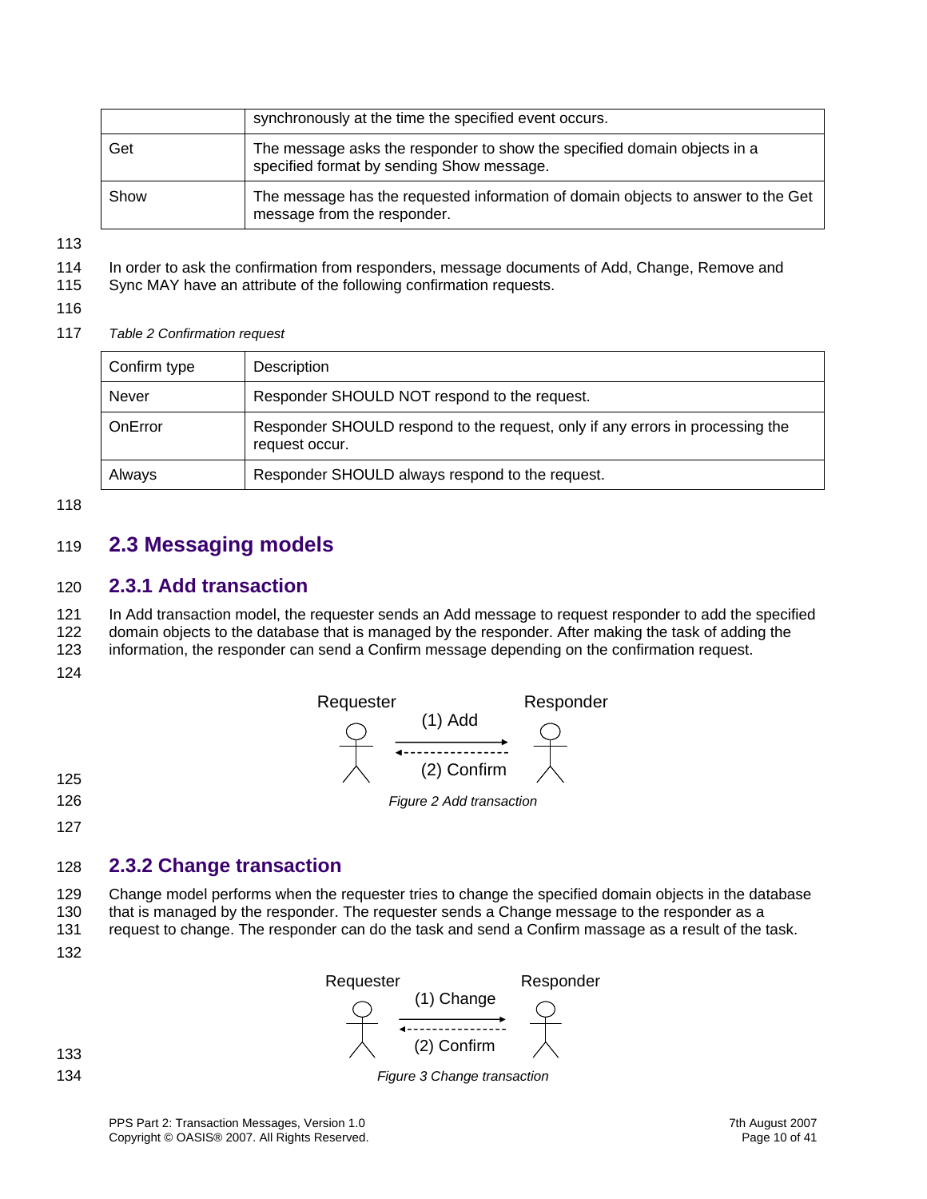|  | synchronously at the time the specified event occurs. |
| --- | --- |
| Get | The message asks the responder to show the specified domain objects in a specified format by sending Show message. |
| Show | The message has the requested information of domain objects to answer to the Get message from the responder. |

In order to ask the confirmation from responders, message documents of Add, Change, Remove and Sync MAY have an attribute of the following confirmation requests.

*Table 2 Confirmation request*

| Confirm type | Description |
| --- | --- |
| Never | Responder SHOULD NOT respond to the request. |
| OnError | Responder SHOULD respond to the request, only if any errors in processing the request occur. |
| Always | Responder SHOULD always respond to the request. |

## 2.3 Messaging models

### 2.3.1 Add transaction

In Add transaction model, the requester sends an Add message to request responder to add the specified domain objects to the database that is managed by the responder. After making the task of adding the information, the responder can send a Confirm message depending on the confirmation request.

Requester (1) Add → Responder
Requester ← (2) Confirm Responder

*Figure 2 Add transaction*

### 2.3.2 Change transaction

Change model performs when the requester tries to change the specified domain objects in the database that is managed by the responder. The requester sends a Change message to the responder as a request to change. The responder can do the task and send a Confirm massage as a result of the task.

Requester (1) Change → Responder
Requester ← (2) Confirm Responder

*Figure 3 Change transaction*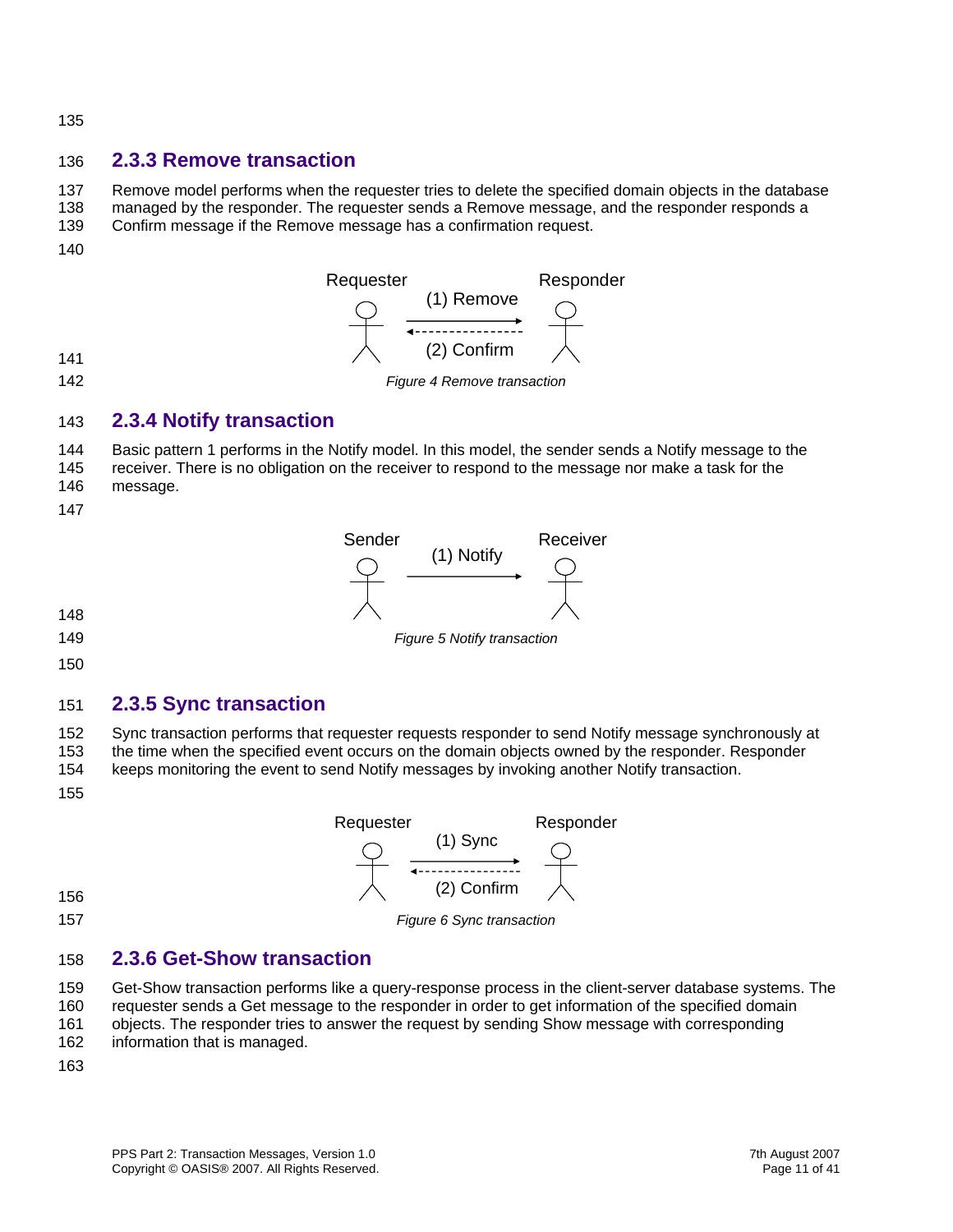### 2.3.3 Remove transaction

Remove model performs when the requester tries to delete the specified domain objects in the database managed by the responder. The requester sends a Remove message, and the responder responds a Confirm message if the Remove message has a confirmation request.

*Figure 4 Remove transaction*

### 2.3.4 Notify transaction

Basic pattern 1 performs in the Notify model. In this model, the sender sends a Notify message to the receiver. There is no obligation on the receiver to respond to the message nor make a task for the message.

*Figure 5 Notify transaction*

### 2.3.5 Sync transaction

Sync transaction performs that requester requests responder to send Notify message synchronously at the time when the specified event occurs on the domain objects owned by the responder. Responder keeps monitoring the event to send Notify messages by invoking another Notify transaction.

*Figure 6 Sync transaction*

### 2.3.6 Get-Show transaction

Get-Show transaction performs like a query-response process in the client-server database systems. The requester sends a Get message to the responder in order to get information of the specified domain objects. The responder tries to answer the request by sending Show message with corresponding information that is managed.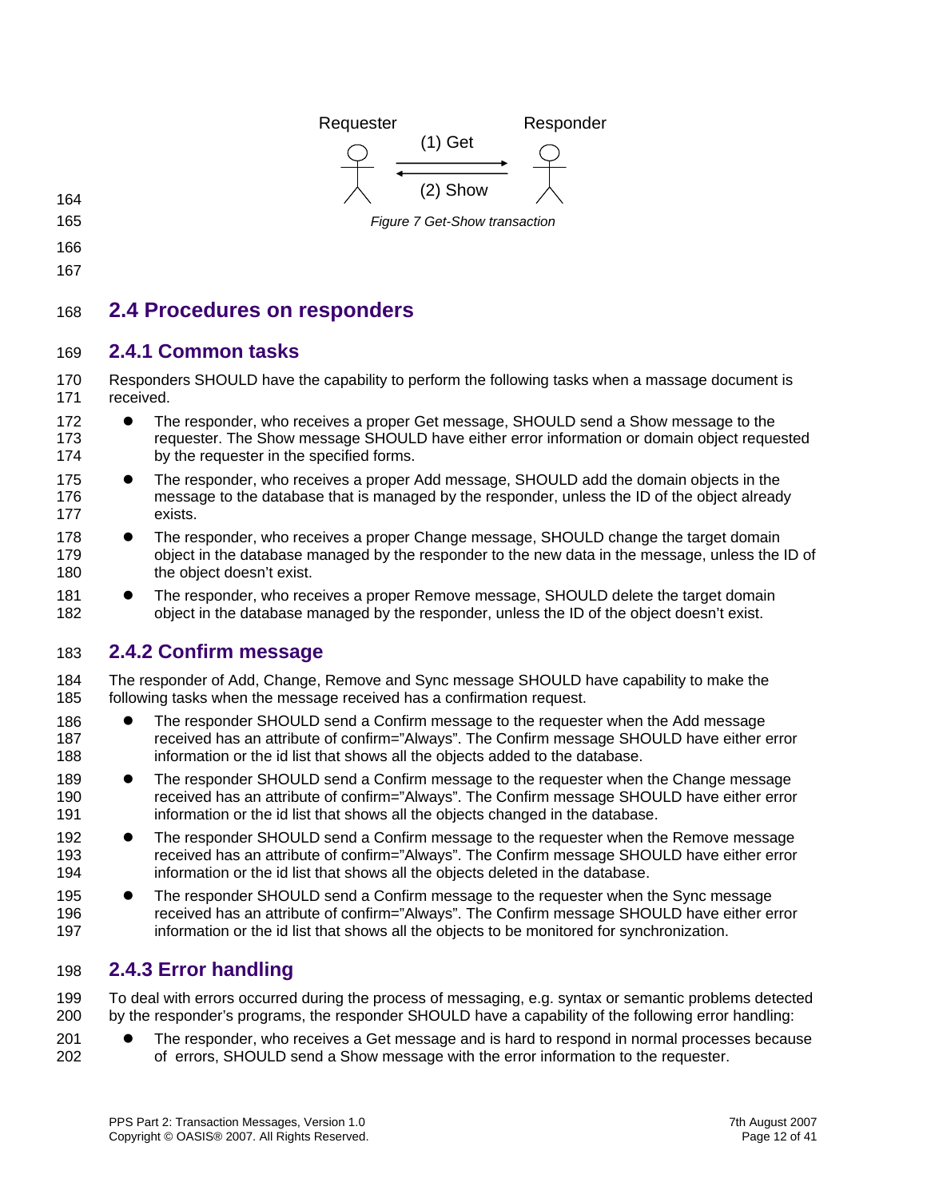Requester (1) Get Responder

(2) Show

*Figure 7 Get-Show transaction*

## 2.4 Procedures on responders

### 2.4.1 Common tasks

Responders SHOULD have the capability to perform the following tasks when a massage document is received.

- The responder, who receives a proper Get message, SHOULD send a Show message to the requester. The Show message SHOULD have either error information or domain object requested by the requester in the specified forms.
- The responder, who receives a proper Add message, SHOULD add the domain objects in the message to the database that is managed by the responder, unless the ID of the object already exists.
- The responder, who receives a proper Change message, SHOULD change the target domain object in the database managed by the responder to the new data in the message, unless the ID of the object doesn't exist.
- The responder, who receives a proper Remove message, SHOULD delete the target domain object in the database managed by the responder, unless the ID of the object doesn't exist.

### 2.4.2 Confirm message

The responder of Add, Change, Remove and Sync message SHOULD have capability to make the following tasks when the message received has a confirmation request.

- The responder SHOULD send a Confirm message to the requester when the Add message received has an attribute of confirm="Always". The Confirm message SHOULD have either error information or the id list that shows all the objects added to the database.
- The responder SHOULD send a Confirm message to the requester when the Change message received has an attribute of confirm="Always". The Confirm message SHOULD have either error information or the id list that shows all the objects changed in the database.
- The responder SHOULD send a Confirm message to the requester when the Remove message received has an attribute of confirm="Always". The Confirm message SHOULD have either error information or the id list that shows all the objects deleted in the database.
- The responder SHOULD send a Confirm message to the requester when the Sync message received has an attribute of confirm="Always". The Confirm message SHOULD have either error information or the id list that shows all the objects to be monitored for synchronization.

### 2.4.3 Error handling

To deal with errors occurred during the process of messaging, e.g. syntax or semantic problems detected by the responder's programs, the responder SHOULD have a capability of the following error handling:

- The responder, who receives a Get message and is hard to respond in normal processes because of errors, SHOULD send a Show message with the error information to the requester.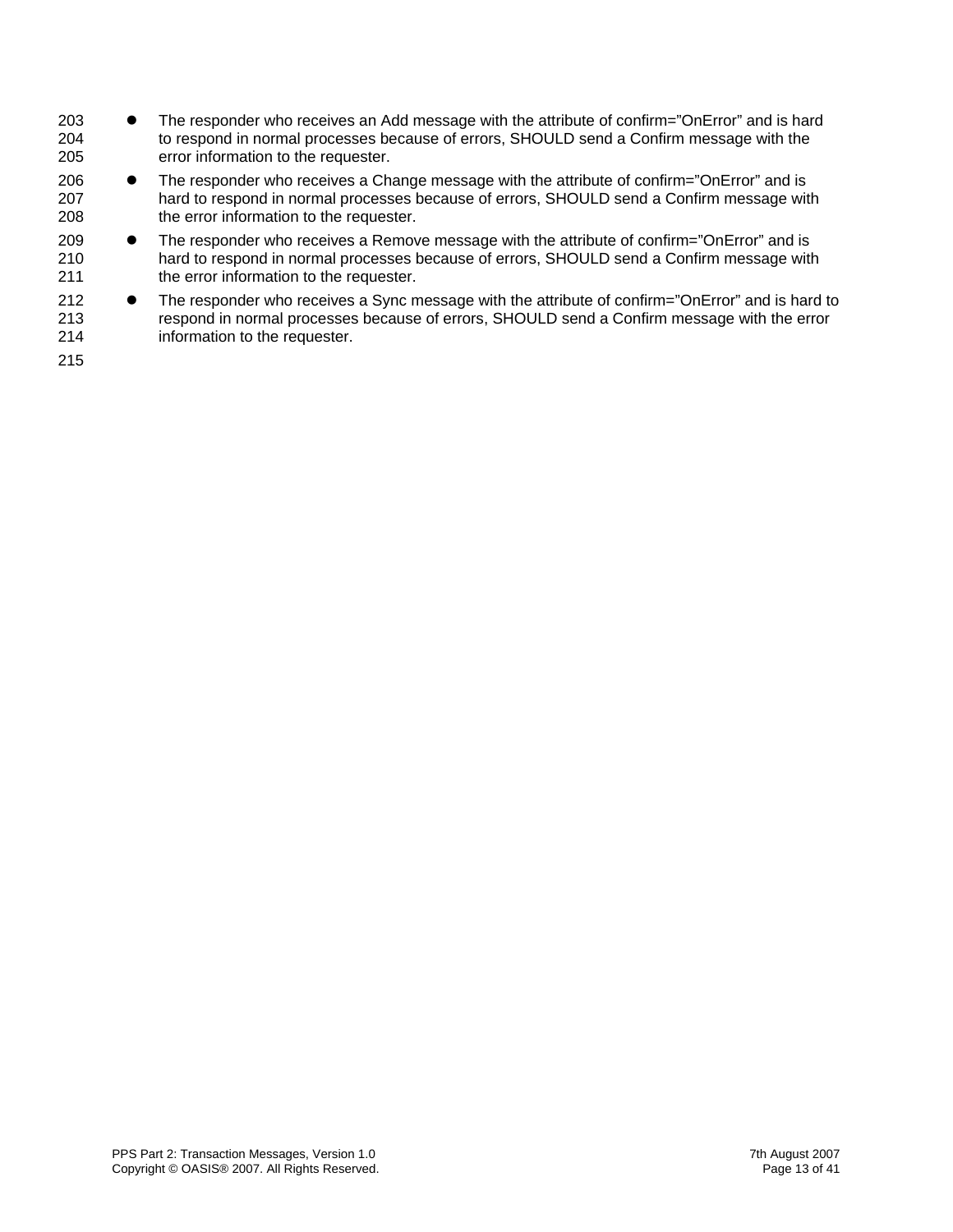- The responder who receives an Add message with the attribute of confirm=”OnError” and is hard to respond in normal processes because of errors, SHOULD send a Confirm message with the error information to the requester.
- The responder who receives a Change message with the attribute of confirm=”OnError” and is hard to respond in normal processes because of errors, SHOULD send a Confirm message with the error information to the requester.
- The responder who receives a Remove message with the attribute of confirm=”OnError” and is hard to respond in normal processes because of errors, SHOULD send a Confirm message with the error information to the requester.
- The responder who receives a Sync message with the attribute of confirm=”OnError” and is hard to respond in normal processes because of errors, SHOULD send a Confirm message with the error information to the requester.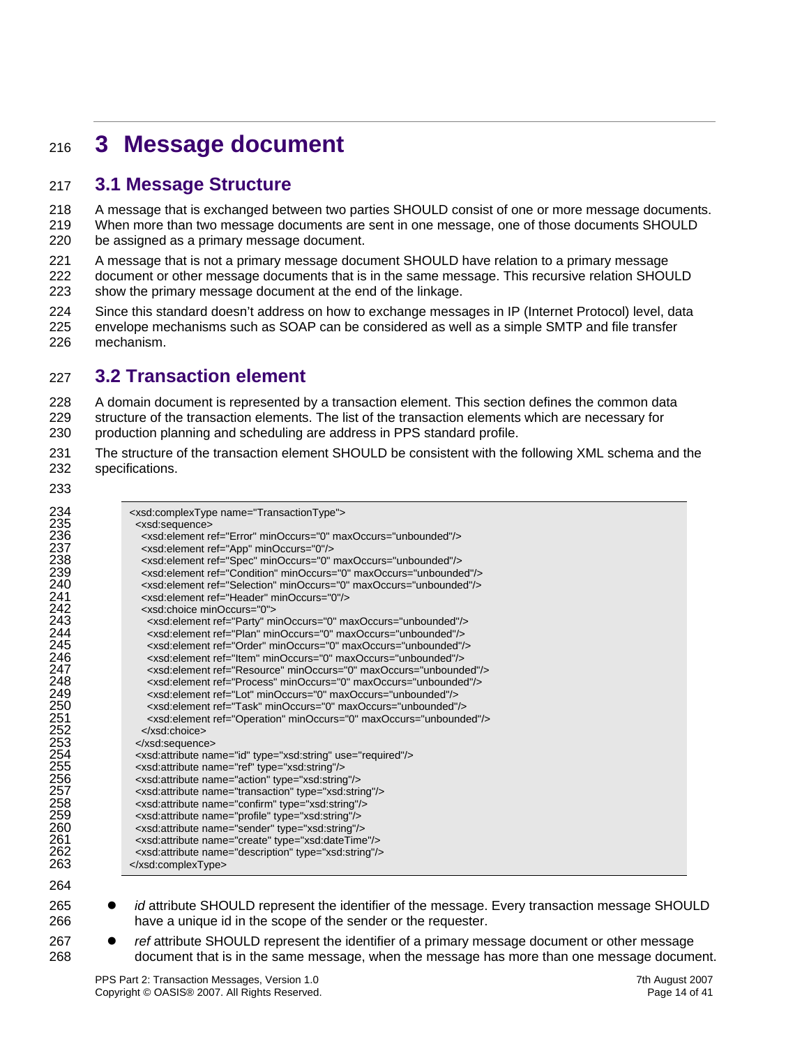# 3 Message document

## 3.1 Message Structure

A message that is exchanged between two parties SHOULD consist of one or more message documents. When more than two message documents are sent in one message, one of those documents SHOULD be assigned as a primary message document.

A message that is not a primary message document SHOULD have relation to a primary message document or other message documents that is in the same message. This recursive relation SHOULD show the primary message document at the end of the linkage.

Since this standard doesn't address on how to exchange messages in IP (Internet Protocol) level, data envelope mechanisms such as SOAP can be considered as well as a simple SMTP and file transfer mechanism.

## 3.2 Transaction element

A domain document is represented by a transaction element. This section defines the common data structure of the transaction elements. The list of the transaction elements which are necessary for production planning and scheduling are address in PPS standard profile.

The structure of the transaction element SHOULD be consistent with the following XML schema and the specifications.

```
<xsd:complexType name="TransactionType">
  <xsd:sequence>
    <xsd:element ref="Error" minOccurs="0" maxOccurs="unbounded"/>
    <xsd:element ref="App" minOccurs="0"/>
    <xsd:element ref="Spec" minOccurs="0" maxOccurs="unbounded"/>
    <xsd:element ref="Condition" minOccurs="0" maxOccurs="unbounded"/>
    <xsd:element ref="Selection" minOccurs="0" maxOccurs="unbounded"/>
    <xsd:element ref="Header" minOccurs="0"/>
    <xsd:choice minOccurs="0">
      <xsd:element ref="Party" minOccurs="0" maxOccurs="unbounded"/>
      <xsd:element ref="Plan" minOccurs="0" maxOccurs="unbounded"/>
      <xsd:element ref="Order" minOccurs="0" maxOccurs="unbounded"/>
      <xsd:element ref="Item" minOccurs="0" maxOccurs="unbounded"/>
      <xsd:element ref="Resource" minOccurs="0" maxOccurs="unbounded"/>
      <xsd:element ref="Process" minOccurs="0" maxOccurs="unbounded"/>
      <xsd:element ref="Lot" minOccurs="0" maxOccurs="unbounded"/>
      <xsd:element ref="Task" minOccurs="0" maxOccurs="unbounded"/>
      <xsd:element ref="Operation" minOccurs="0" maxOccurs="unbounded"/>
    </xsd:choice>
  </xsd:sequence>
  <xsd:attribute name="id" type="xsd:string" use="required"/>
  <xsd:attribute name="ref" type="xsd:string"/>
  <xsd:attribute name="action" type="xsd:string"/>
  <xsd:attribute name="transaction" type="xsd:string"/>
  <xsd:attribute name="confirm" type="xsd:string"/>
  <xsd:attribute name="profile" type="xsd:string"/>
  <xsd:attribute name="sender" type="xsd:string"/>
  <xsd:attribute name="create" type="xsd:dateTime"/>
  <xsd:attribute name="description" type="xsd:string"/>
</xsd:complexType>
```

- *id* attribute SHOULD represent the identifier of the message. Every transaction message SHOULD have a unique id in the scope of the sender or the requester.
- *ref* attribute SHOULD represent the identifier of a primary message document or other message document that is in the same message, when the message has more than one message document.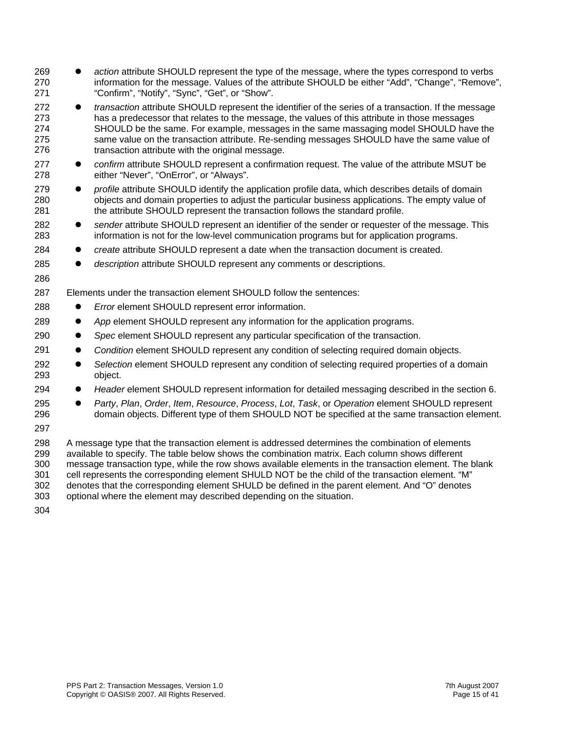- *action* attribute SHOULD represent the type of the message, where the types correspond to verbs information for the message. Values of the attribute SHOULD be either “Add”, “Change”, “Remove”, “Confirm”, “Notify”, “Sync”, “Get”, or “Show”.
- *transaction* attribute SHOULD represent the identifier of the series of a transaction. If the message has a predecessor that relates to the message, the values of this attribute in those messages SHOULD be the same. For example, messages in the same massaging model SHOULD have the same value on the transaction attribute. Re-sending messages SHOULD have the same value of transaction attribute with the original message.
- *confirm* attribute SHOULD represent a confirmation request. The value of the attribute MSUT be either “Never”, “OnError”, or “Always”.
- *profile* attribute SHOULD identify the application profile data, which describes details of domain objects and domain properties to adjust the particular business applications. The empty value of the attribute SHOULD represent the transaction follows the standard profile.
- *sender* attribute SHOULD represent an identifier of the sender or requester of the message. This information is not for the low-level communication programs but for application programs.
- *create* attribute SHOULD represent a date when the transaction document is created.
- *description* attribute SHOULD represent any comments or descriptions.

Elements under the transaction element SHOULD follow the sentences:

- *Error* element SHOULD represent error information.
- *App* element SHOULD represent any information for the application programs.
- *Spec* element SHOULD represent any particular specification of the transaction.
- *Condition* element SHOULD represent any condition of selecting required domain objects.
- *Selection* element SHOULD represent any condition of selecting required properties of a domain object.
- *Header* element SHOULD represent information for detailed messaging described in the section 6.
- *Party*, *Plan*, *Order*, *Item*, *Resource*, *Process*, *Lot*, *Task*, or *Operation* element SHOULD represent domain objects. Different type of them SHOULD NOT be specified at the same transaction element.

A message type that the transaction element is addressed determines the combination of elements available to specify. The table below shows the combination matrix. Each column shows different message transaction type, while the row shows available elements in the transaction element. The blank cell represents the corresponding element SHULD NOT be the child of the transaction element. “M” denotes that the corresponding element SHULD be defined in the parent element. And “O” denotes optional where the element may described depending on the situation.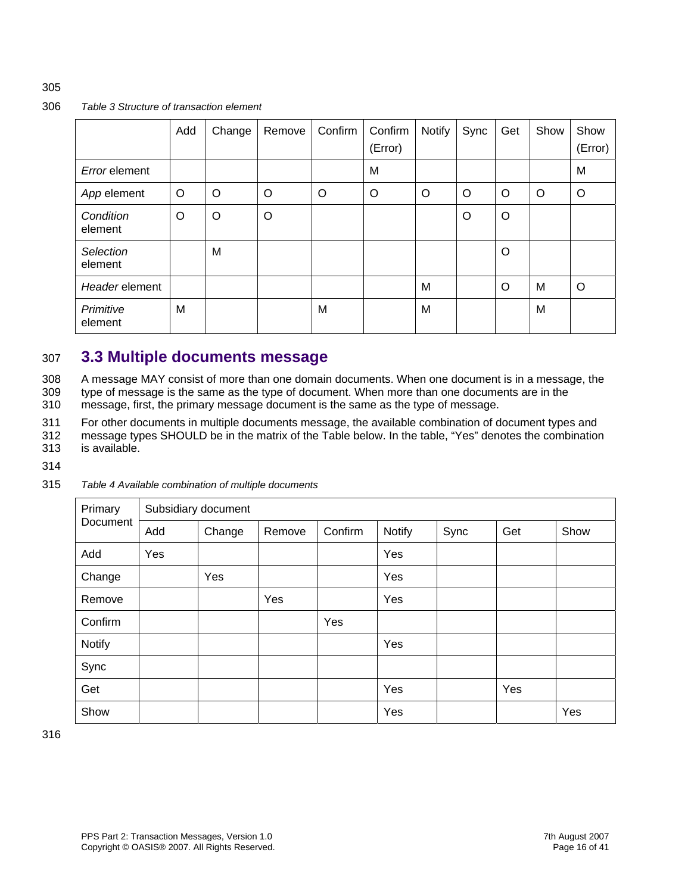*Table 3 Structure of transaction element*

| | Add | Change | Remove | Confirm | Confirm (Error) | Notify | Sync | Get | Show | Show (Error) |
|---|---|---|---|---|---|---|---|---|---|---|
| *Error* element | | | | | M | | | | | M |
| *App* element | O | O | O | O | O | O | O | O | O | O |
| *Condition* element | O | O | O | | | | O | O | | |
| *Selection* element | | M | | | | | | O | | |
| *Header* element | | | | | | M | | O | M | O |
| *Primitive* element | M | | | M | | M | | | M | |

## 3.3 Multiple documents message

A message MAY consist of more than one domain documents. When one document is in a message, the type of message is the same as the type of document. When more than one documents are in the message, first, the primary message document is the same as the type of message.

For other documents in multiple documents message, the available combination of document types and message types SHOULD be in the matrix of the Table below. In the table, "Yes" denotes the combination is available.

*Table 4 Available combination of multiple documents*

| Primary Document | Subsidiary document | | | | | | | |
|---|---|---|---|---|---|---|---|---|
| | Add | Change | Remove | Confirm | Notify | Sync | Get | Show |
| Add | Yes | | | | Yes | | | |
| Change | | Yes | | | Yes | | | |
| Remove | | | Yes | | Yes | | | |
| Confirm | | | | Yes | | | | |
| Notify | | | | | Yes | | | |
| Sync | | | | | | | | |
| Get | | | | | Yes | | Yes | |
| Show | | | | | Yes | | | Yes |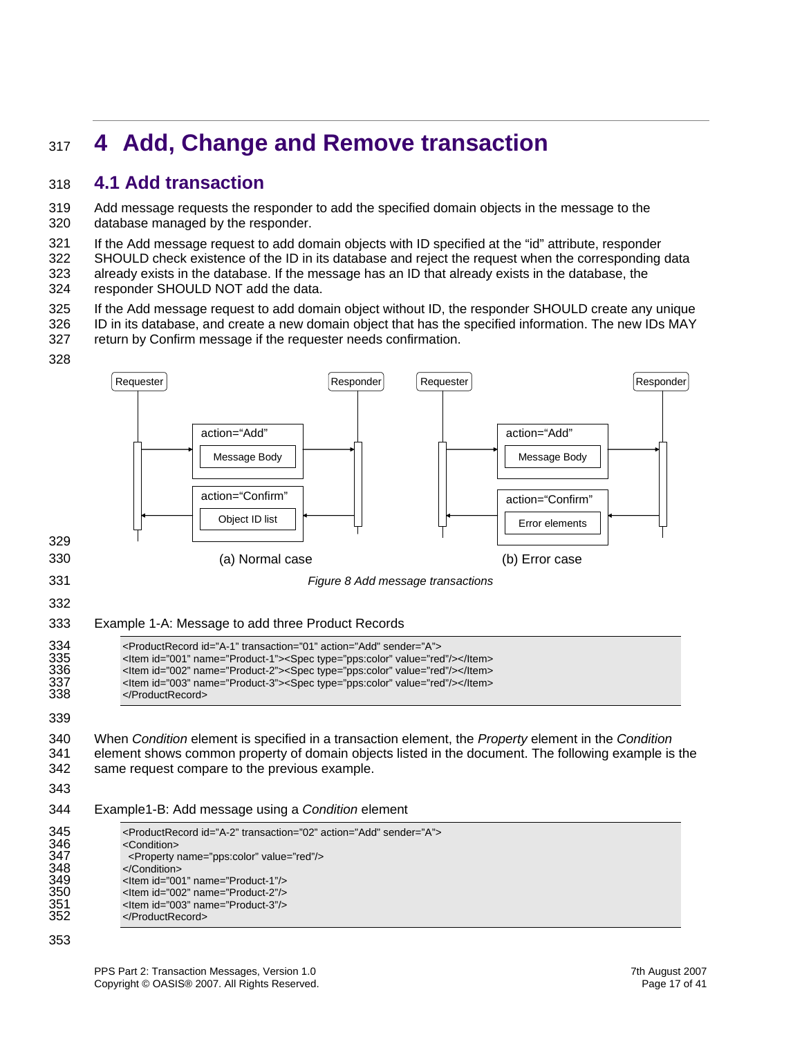# 4 Add, Change and Remove transaction

## 4.1 Add transaction

Add message requests the responder to add the specified domain objects in the message to the database managed by the responder.

If the Add message request to add domain objects with ID specified at the “id” attribute, responder SHOULD check existence of the ID in its database and reject the request when the corresponding data already exists in the database. If the message has an ID that already exists in the database, the responder SHOULD NOT add the data.

If the Add message request to add domain object without ID, the responder SHOULD create any unique ID in its database, and create a new domain object that has the specified information. The new IDs MAY return by Confirm message if the requester needs confirmation.

Requester | Responder | Requester | Responder

action=“Add” Message Body | action=“Add” Message Body

action=“Confirm” Object ID list | action=“Confirm” Error elements

(a) Normal case | (b) Error case

*Figure 8 Add message transactions*

Example 1-A: Message to add three Product Records

```
<ProductRecord id="A-1" transaction="01" action="Add" sender="A">
<Item id="001" name="Product-1"><Spec type="pps:color" value="red"/></Item>
<Item id="002" name="Product-2"><Spec type="pps:color" value="red"/></Item>
<Item id="003" name="Product-3"><Spec type="pps:color" value="red"/></Item>
</ProductRecord>
```

When *Condition* element is specified in a transaction element, the *Property* element in the *Condition* element shows common property of domain objects listed in the document. The following example is the same request compare to the previous example.

Example1-B: Add message using a *Condition* element

```
<ProductRecord id="A-2" transaction="02" action="Add" sender="A">
<Condition>
  <Property name="pps:color" value="red"/>
</Condition>
<Item id="001" name="Product-1"/>
<Item id="002" name="Product-2"/>
<Item id="003" name="Product-3"/>
</ProductRecord>
```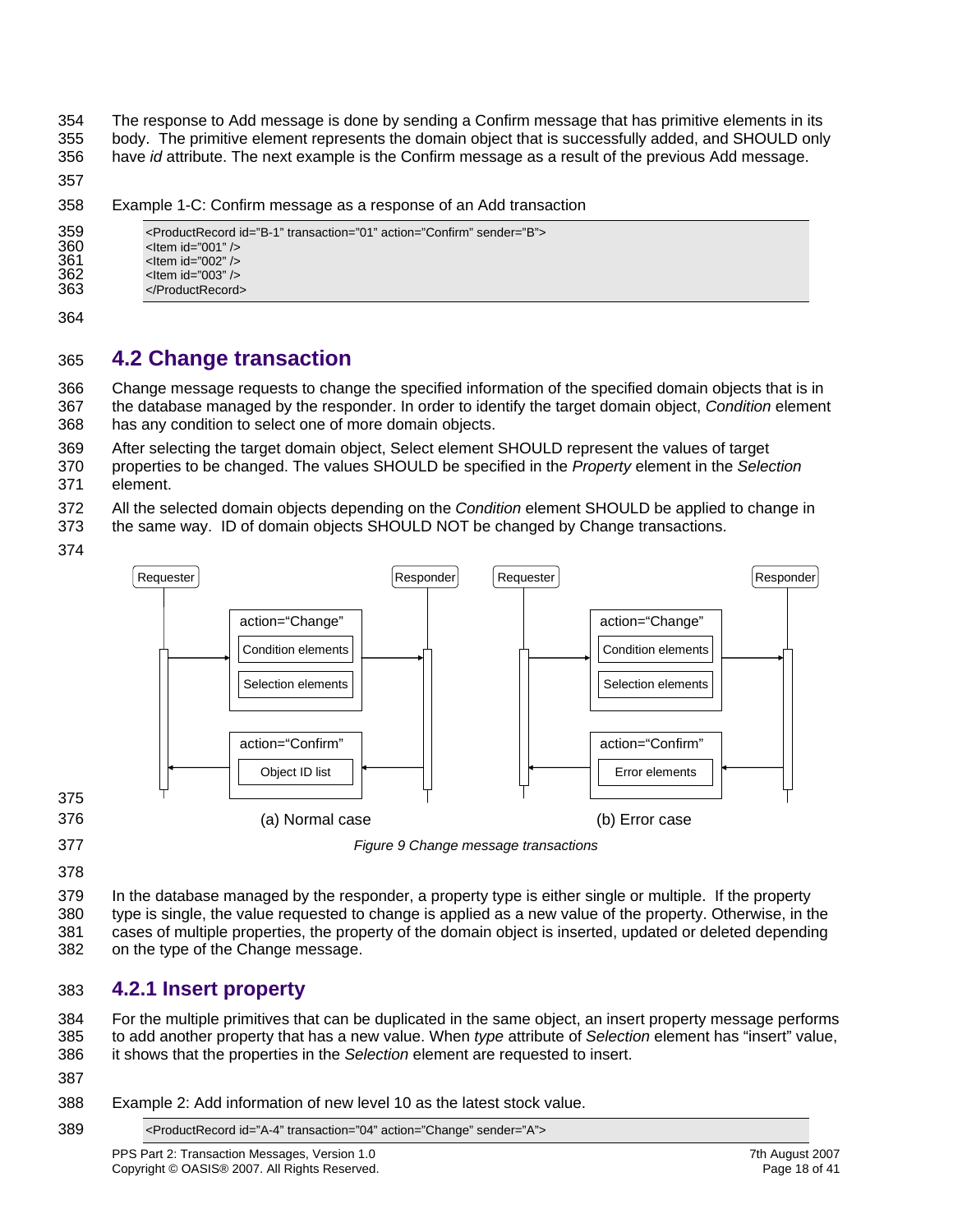The response to Add message is done by sending a Confirm message that has primitive elements in its body. The primitive element represents the domain object that is successfully added, and SHOULD only have *id* attribute. The next example is the Confirm message as a result of the previous Add message.

Example 1-C: Confirm message as a response of an Add transaction

```
<ProductRecord id="B-1" transaction="01" action="Confirm" sender="B">
<Item id="001" />
<Item id="002" />
<Item id="003" />
</ProductRecord>
```

## 4.2 Change transaction

Change message requests to change the specified information of the specified domain objects that is in the database managed by the responder. In order to identify the target domain object, *Condition* element has any condition to select one of more domain objects.

After selecting the target domain object, Select element SHOULD represent the values of target properties to be changed. The values SHOULD be specified in the *Property* element in the *Selection* element.

All the selected domain objects depending on the *Condition* element SHOULD be applied to change in the same way. ID of domain objects SHOULD NOT be changed by Change transactions.

(a) Normal case: Requester → Responder: action="Change" [Condition elements, Selection elements]; Responder → Requester: action="Confirm" [Object ID list]

(b) Error case: Requester → Responder: action="Change" [Condition elements, Selection elements]; Responder → Requester: action="Confirm" [Error elements]

*Figure 9 Change message transactions*

In the database managed by the responder, a property type is either single or multiple. If the property type is single, the value requested to change is applied as a new value of the property. Otherwise, in the cases of multiple properties, the property of the domain object is inserted, updated or deleted depending on the type of the Change message.

### 4.2.1 Insert property

For the multiple primitives that can be duplicated in the same object, an insert property message performs to add another property that has a new value. When *type* attribute of *Selection* element has "insert" value, it shows that the properties in the *Selection* element are requested to insert.

Example 2: Add information of new level 10 as the latest stock value.

```
<ProductRecord id="A-4" transaction="04" action="Change" sender="A">
```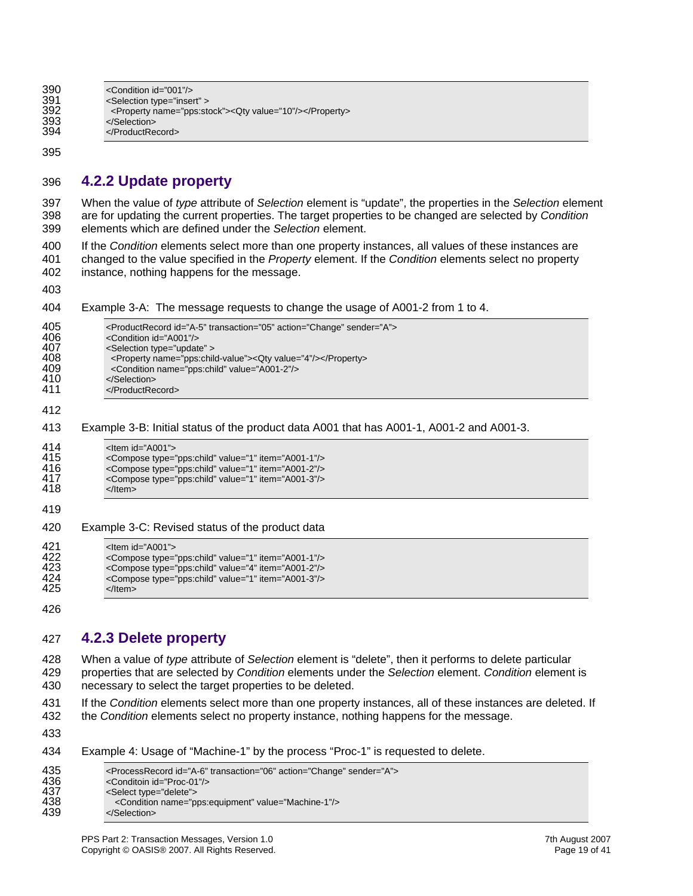```
<Condition id="001"/>
<Selection type="insert" >
  <Property name="pps:stock"><Qty value="10"/></Property>
</Selection>
</ProductRecord>
```

### 4.2.2 Update property

When the value of *type* attribute of *Selection* element is "update", the properties in the *Selection* element are for updating the current properties. The target properties to be changed are selected by *Condition* elements which are defined under the *Selection* element.

If the *Condition* elements select more than one property instances, all values of these instances are changed to the value specified in the *Property* element. If the *Condition* elements select no property instance, nothing happens for the message.

Example 3-A: The message requests to change the usage of A001-2 from 1 to 4.

```
<ProductRecord id="A-5" transaction="05" action="Change" sender="A">
<Condition id="A001"/>
<Selection type="update" >
  <Property name="pps:child-value"><Qty value="4"/></Property>
  <Condition name="pps:child" value="A001-2"/>
</Selection>
</ProductRecord>
```

Example 3-B: Initial status of the product data A001 that has A001-1, A001-2 and A001-3.

```
<Item id="A001">
<Compose type="pps:child" value="1" item="A001-1"/>
<Compose type="pps:child" value="1" item="A001-2"/>
<Compose type="pps:child" value="1" item="A001-3"/>
</Item>
```

Example 3-C: Revised status of the product data

```
<Item id="A001">
<Compose type="pps:child" value="1" item="A001-1"/>
<Compose type="pps:child" value="4" item="A001-2"/>
<Compose type="pps:child" value="1" item="A001-3"/>
</Item>
```

### 4.2.3 Delete property

When a value of *type* attribute of *Selection* element is "delete", then it performs to delete particular properties that are selected by *Condition* elements under the *Selection* element. *Condition* element is necessary to select the target properties to be deleted.

If the *Condition* elements select more than one property instances, all of these instances are deleted. If the *Condition* elements select no property instance, nothing happens for the message.

Example 4: Usage of "Machine-1" by the process "Proc-1" is requested to delete.

```
<ProcessRecord id="A-6" transaction="06" action="Change" sender="A">
<Conditoin id="Proc-01"/>
<Select type="delete">
   <Condition name="pps:equipment" value="Machine-1"/>
</Selection>
```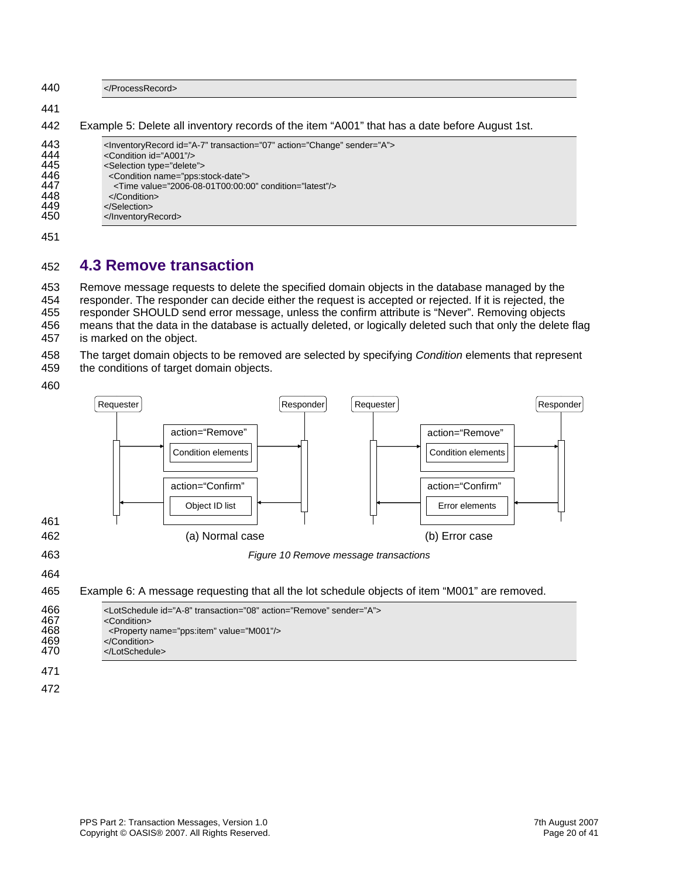```
</ProcessRecord>
```

Example 5: Delete all inventory records of the item “A001” that has a date before August 1st.

```
<InventoryRecord id="A-7" transaction="07" action="Change" sender="A">
<Condition id="A001"/>
<Selection type="delete">
  <Condition name="pps:stock-date">
    <Time value="2006-08-01T00:00:00" condition="latest"/>
  </Condition>
</Selection>
</InventoryRecord>
```

## 4.3 Remove transaction

Remove message requests to delete the specified domain objects in the database managed by the responder. The responder can decide either the request is accepted or rejected. If it is rejected, the responder SHOULD send error message, unless the confirm attribute is “Never”. Removing objects means that the data in the database is actually deleted, or logically deleted such that only the delete flag is marked on the object.

The target domain objects to be removed are selected by specifying *Condition* elements that represent the conditions of target domain objects.

Requester | Responder | Requester | Responder

action="Remove" — Condition elements | action="Remove" — Condition elements

action="Confirm" — Object ID list | action="Confirm" — Error elements

(a) Normal case | (b) Error case

*Figure 10 Remove message transactions*

Example 6: A message requesting that all the lot schedule objects of item “M001” are removed.

```
<LotSchedule id="A-8" transaction="08" action="Remove" sender="A">
<Condition>
  <Property name="pps:item" value="M001"/>
</Condition>
</LotSchedule>
```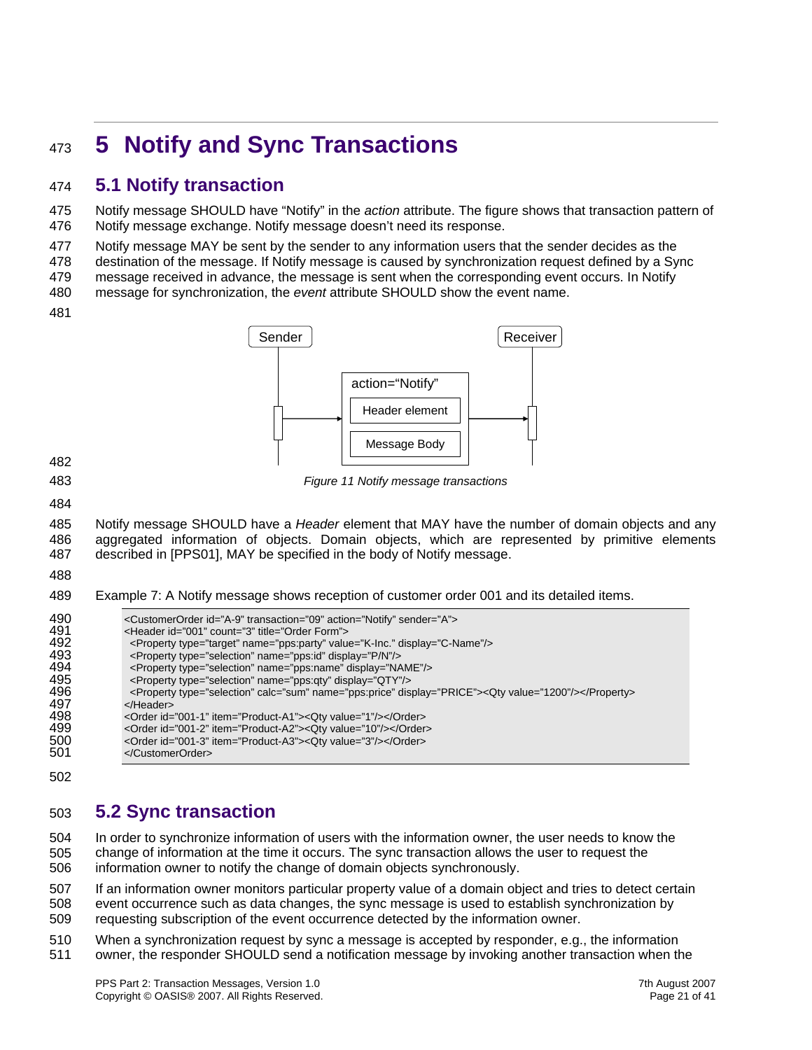# 5 Notify and Sync Transactions

## 5.1 Notify transaction

Notify message SHOULD have "Notify" in the *action* attribute. The figure shows that transaction pattern of Notify message exchange. Notify message doesn't need its response.

Notify message MAY be sent by the sender to any information users that the sender decides as the destination of the message. If Notify message is caused by synchronization request defined by a Sync message received in advance, the message is sent when the corresponding event occurs. In Notify message for synchronization, the *event* attribute SHOULD show the event name.

*Figure 11 Notify message transactions*

Notify message SHOULD have a *Header* element that MAY have the number of domain objects and any aggregated information of objects. Domain objects, which are represented by primitive elements described in [PPS01], MAY be specified in the body of Notify message.

Example 7: A Notify message shows reception of customer order 001 and its detailed items.

```
<CustomerOrder id="A-9" transaction="09" action="Notify" sender="A">
<Header id="001" count="3" title="Order Form">
  <Property type="target" name="pps:party" value="K-Inc." display="C-Name"/>
  <Property type="selection" name="pps:id" display="P/N"/>
  <Property type="selection" name="pps:name" display="NAME"/>
  <Property type="selection" name="pps:qty" display="QTY"/>
  <Property type="selection" calc="sum" name="pps:price" display="PRICE"><Qty value="1200"/></Property>
</Header>
<Order id="001-1" item="Product-A1"><Qty value="1"/></Order>
<Order id="001-2" item="Product-A2"><Qty value="10"/></Order>
<Order id="001-3" item="Product-A3"><Qty value="3"/></Order>
</CustomerOrder>
```

## 5.2 Sync transaction

In order to synchronize information of users with the information owner, the user needs to know the change of information at the time it occurs. The sync transaction allows the user to request the information owner to notify the change of domain objects synchronously.

If an information owner monitors particular property value of a domain object and tries to detect certain event occurrence such as data changes, the sync message is used to establish synchronization by requesting subscription of the event occurrence detected by the information owner.

When a synchronization request by sync a message is accepted by responder, e.g., the information owner, the responder SHOULD send a notification message by invoking another transaction when the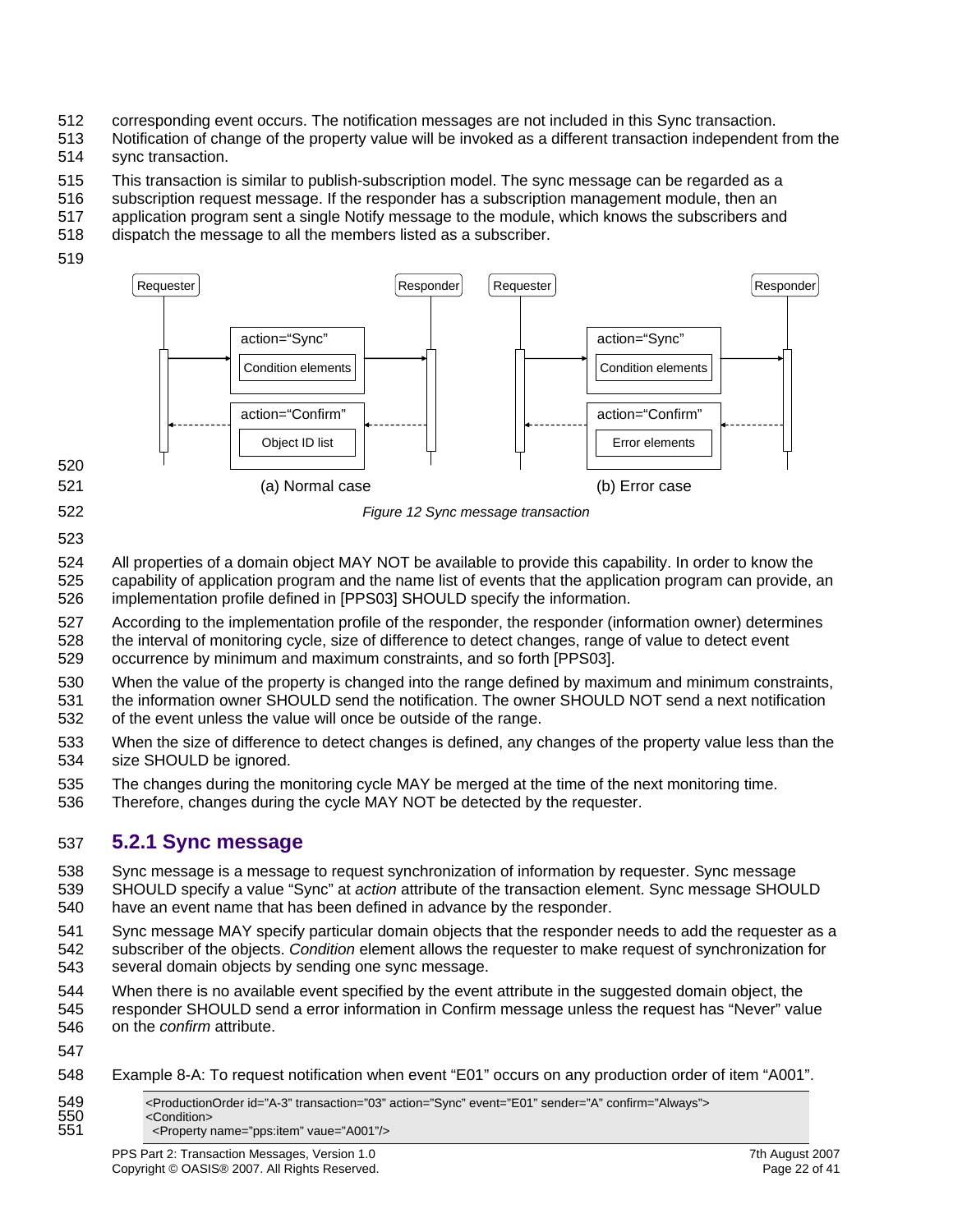corresponding event occurs. The notification messages are not included in this Sync transaction. Notification of change of the property value will be invoked as a different transaction independent from the sync transaction.

This transaction is similar to publish-subscription model. The sync message can be regarded as a subscription request message. If the responder has a subscription management module, then an application program sent a single Notify message to the module, which knows the subscribers and dispatch the message to all the members listed as a subscriber.

Requester | Responder | Requester | Responder

action="Sync" — Condition elements | action="Sync" — Condition elements

action="Confirm" — Object ID list | action="Confirm" — Error elements

(a) Normal case | (b) Error case

*Figure 12 Sync message transaction*

All properties of a domain object MAY NOT be available to provide this capability. In order to know the capability of application program and the name list of events that the application program can provide, an implementation profile defined in [PPS03] SHOULD specify the information.

According to the implementation profile of the responder, the responder (information owner) determines the interval of monitoring cycle, size of difference to detect changes, range of value to detect event occurrence by minimum and maximum constraints, and so forth [PPS03].

When the value of the property is changed into the range defined by maximum and minimum constraints, the information owner SHOULD send the notification. The owner SHOULD NOT send a next notification of the event unless the value will once be outside of the range.

When the size of difference to detect changes is defined, any changes of the property value less than the size SHOULD be ignored.

The changes during the monitoring cycle MAY be merged at the time of the next monitoring time. Therefore, changes during the cycle MAY NOT be detected by the requester.

### 5.2.1 Sync message

Sync message is a message to request synchronization of information by requester. Sync message SHOULD specify a value "Sync" at *action* attribute of the transaction element. Sync message SHOULD have an event name that has been defined in advance by the responder.

Sync message MAY specify particular domain objects that the responder needs to add the requester as a subscriber of the objects. *Condition* element allows the requester to make request of synchronization for several domain objects by sending one sync message.

When there is no available event specified by the event attribute in the suggested domain object, the responder SHOULD send a error information in Confirm message unless the request has "Never" value on the *confirm* attribute.

Example 8-A: To request notification when event "E01" occurs on any production order of item "A001".

```
<ProductionOrder id="A-3" transaction="03" action="Sync" event="E01" sender="A" confirm="Always">
<Condition>
  <Property name="pps:item" vaue="A001"/>
```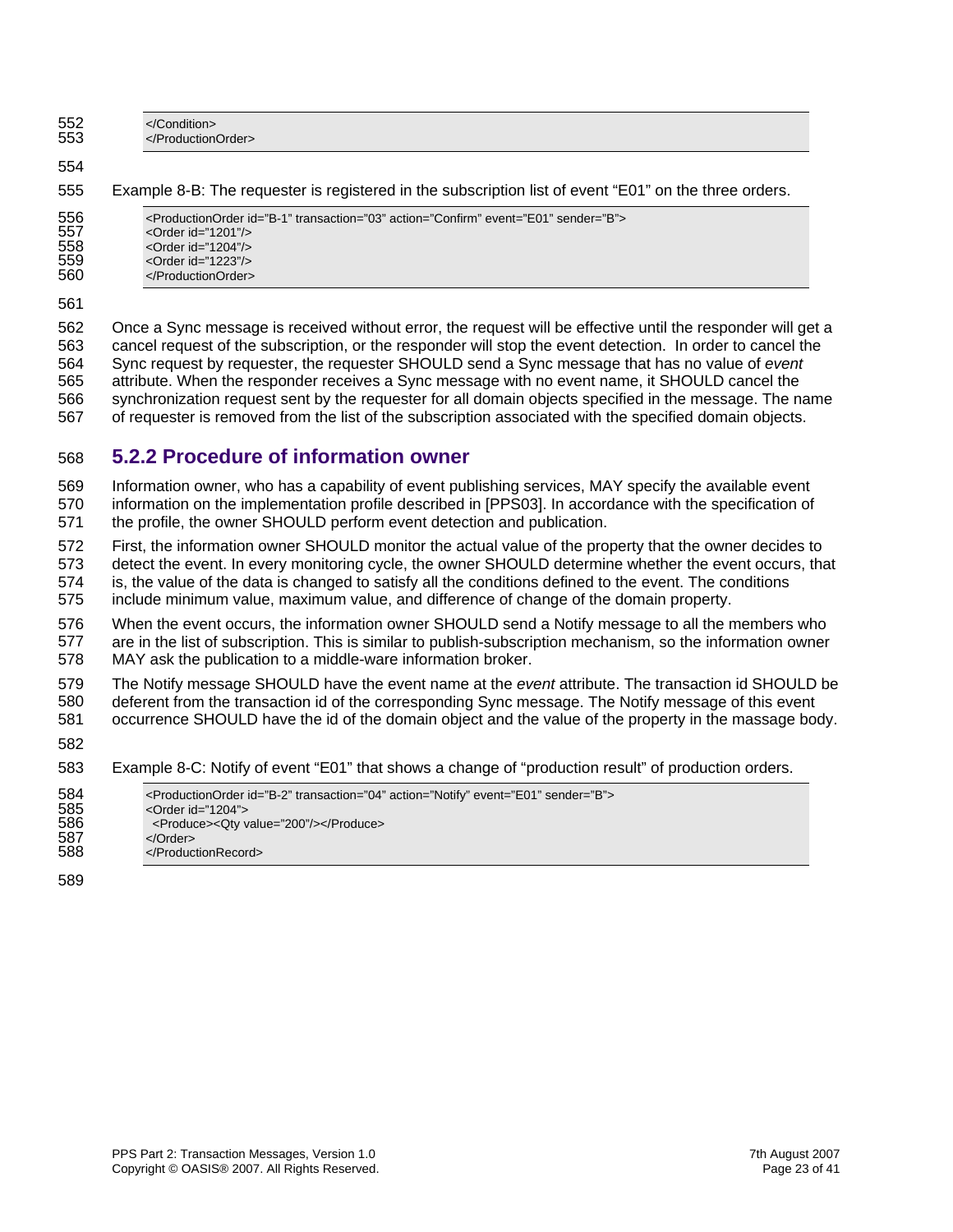```
</Condition>
</ProductionOrder>
```

Example 8-B: The requester is registered in the subscription list of event “E01” on the three orders.

```
<ProductionOrder id="B-1" transaction="03" action="Confirm" event="E01" sender="B">
<Order id="1201"/>
<Order id="1204"/>
<Order id="1223"/>
</ProductionOrder>
```

Once a Sync message is received without error, the request will be effective until the responder will get a cancel request of the subscription, or the responder will stop the event detection. In order to cancel the Sync request by requester, the requester SHOULD send a Sync message that has no value of *event* attribute. When the responder receives a Sync message with no event name, it SHOULD cancel the synchronization request sent by the requester for all domain objects specified in the message. The name of requester is removed from the list of the subscription associated with the specified domain objects.

### 5.2.2 Procedure of information owner

Information owner, who has a capability of event publishing services, MAY specify the available event information on the implementation profile described in [PPS03]. In accordance with the specification of the profile, the owner SHOULD perform event detection and publication.

First, the information owner SHOULD monitor the actual value of the property that the owner decides to detect the event. In every monitoring cycle, the owner SHOULD determine whether the event occurs, that is, the value of the data is changed to satisfy all the conditions defined to the event. The conditions include minimum value, maximum value, and difference of change of the domain property.

When the event occurs, the information owner SHOULD send a Notify message to all the members who are in the list of subscription. This is similar to publish-subscription mechanism, so the information owner MAY ask the publication to a middle-ware information broker.

The Notify message SHOULD have the event name at the *event* attribute. The transaction id SHOULD be deferent from the transaction id of the corresponding Sync message. The Notify message of this event occurrence SHOULD have the id of the domain object and the value of the property in the massage body.

Example 8-C: Notify of event “E01” that shows a change of “production result” of production orders.

```
<ProductionOrder id="B-2" transaction="04" action="Notify" event="E01" sender="B">
<Order id="1204">
  <Produce><Qty value="200"/></Produce>
</Order>
</ProductionRecord>
```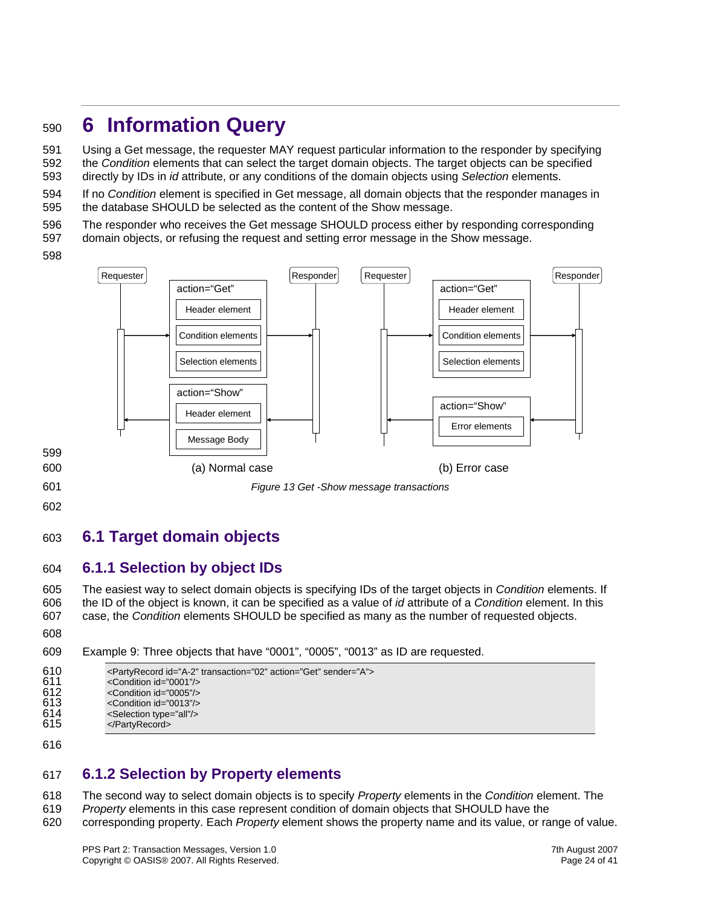# 6 Information Query

Using a Get message, the requester MAY request particular information to the responder by specifying the *Condition* elements that can select the target domain objects. The target objects can be specified directly by IDs in *id* attribute, or any conditions of the domain objects using *Selection* elements.

If no *Condition* element is specified in Get message, all domain objects that the responder manages in the database SHOULD be selected as the content of the Show message.

The responder who receives the Get message SHOULD process either by responding corresponding domain objects, or refusing the request and setting error message in the Show message.

(a) Normal case (b) Error case

*Figure 13 Get -Show message transactions*

## 6.1 Target domain objects

### 6.1.1 Selection by object IDs

The easiest way to select domain objects is specifying IDs of the target objects in *Condition* elements. If the ID of the object is known, it can be specified as a value of *id* attribute of a *Condition* element. In this case, the *Condition* elements SHOULD be specified as many as the number of requested objects.

Example 9: Three objects that have "0001", "0005", "0013" as ID are requested.

```
<PartyRecord id="A-2" transaction="02" action="Get" sender="A">
<Condition id="0001"/>
<Condition id="0005"/>
<Condition id="0013"/>
<Selection type="all"/>
</PartyRecord>
```

### 6.1.2 Selection by Property elements

The second way to select domain objects is to specify *Property* elements in the *Condition* element. The *Property* elements in this case represent condition of domain objects that SHOULD have the corresponding property. Each *Property* element shows the property name and its value, or range of value.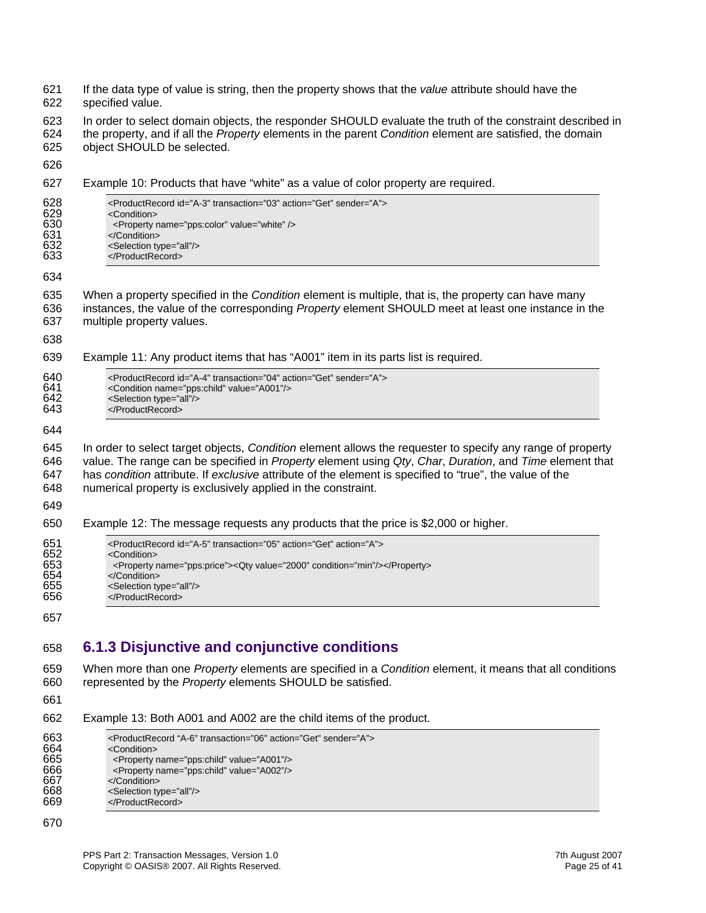If the data type of value is string, then the property shows that the *value* attribute should have the specified value.

In order to select domain objects, the responder SHOULD evaluate the truth of the constraint described in the property, and if all the *Property* elements in the parent *Condition* element are satisfied, the domain object SHOULD be selected.

Example 10: Products that have “white” as a value of color property are required.

```
<ProductRecord id="A-3" transaction="03" action="Get" sender="A">
<Condition>
  <Property name="pps:color" value="white" />
</Condition>
<Selection type="all"/>
</ProductRecord>
```

When a property specified in the *Condition* element is multiple, that is, the property can have many instances, the value of the corresponding *Property* element SHOULD meet at least one instance in the multiple property values.

Example 11: Any product items that has “A001” item in its parts list is required.

```
<ProductRecord id="A-4" transaction="04" action="Get" sender="A">
<Condition name="pps:child" value="A001"/>
<Selection type="all"/>
</ProductRecord>
```

In order to select target objects, *Condition* element allows the requester to specify any range of property value. The range can be specified in *Property* element using *Qty*, *Char*, *Duration*, and *Time* element that has *condition* attribute. If *exclusive* attribute of the element is specified to “true”, the value of the numerical property is exclusively applied in the constraint.

Example 12: The message requests any products that the price is $2,000 or higher.

```
<ProductRecord id="A-5" transaction="05" action="Get" action="A">
<Condition>
  <Property name="pps:price"><Qty value="2000" condition="min"/></Property>
</Condition>
<Selection type="all"/>
</ProductRecord>
```

### 6.1.3 Disjunctive and conjunctive conditions

When more than one *Property* elements are specified in a *Condition* element, it means that all conditions represented by the *Property* elements SHOULD be satisfied.

Example 13: Both A001 and A002 are the child items of the product.

```
<ProductRecord "A-6" transaction="06" action="Get" sender="A">
<Condition>
  <Property name="pps:child" value="A001"/>
  <Property name="pps:child" value="A002"/>
</Condition>
<Selection type="all"/>
</ProductRecord>
```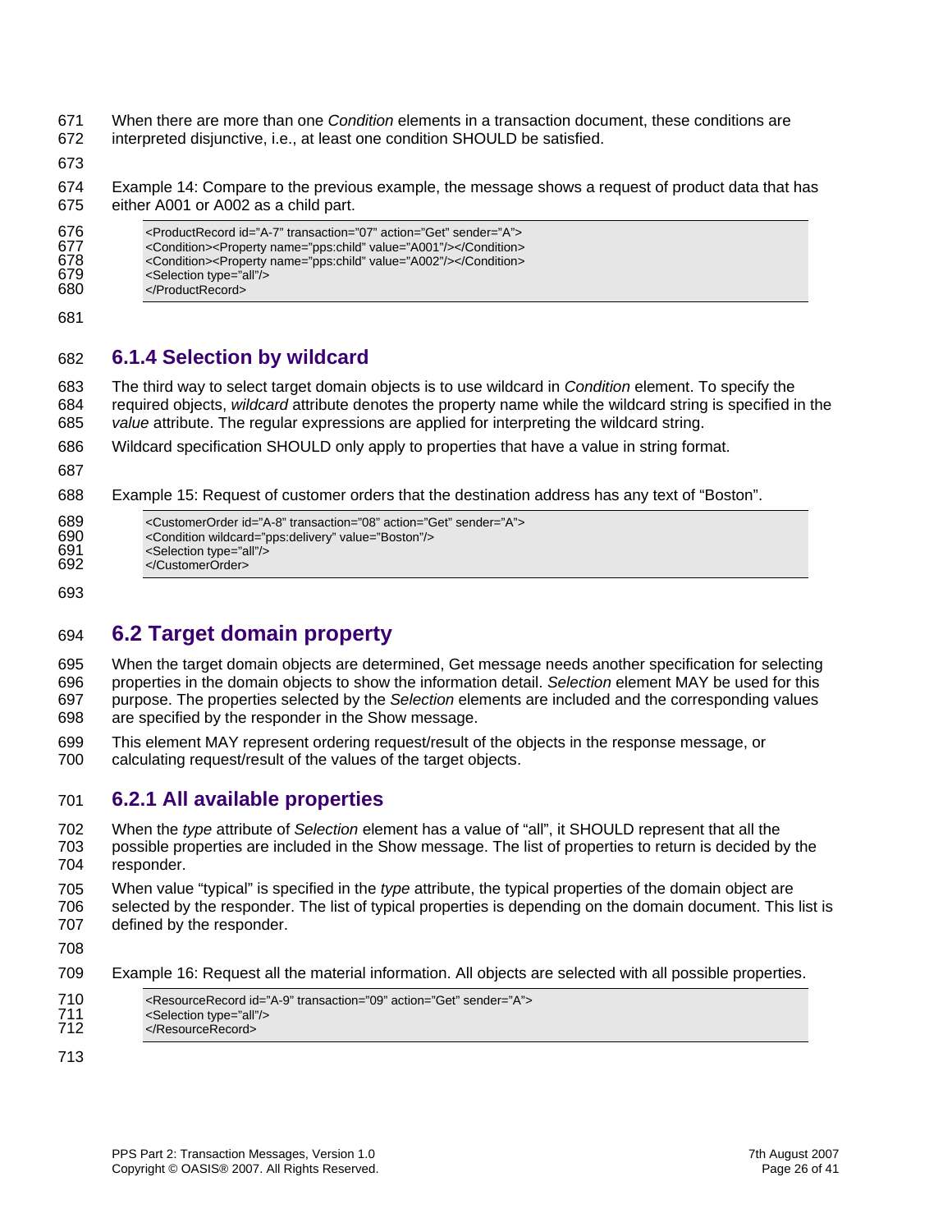When there are more than one *Condition* elements in a transaction document, these conditions are interpreted disjunctive, i.e., at least one condition SHOULD be satisfied.

Example 14: Compare to the previous example, the message shows a request of product data that has either A001 or A002 as a child part.

```
<ProductRecord id="A-7" transaction="07" action="Get" sender="A">
<Condition><Property name="pps:child" value="A001"/></Condition>
<Condition><Property name="pps:child" value="A002"/></Condition>
<Selection type="all"/>
</ProductRecord>
```

### 6.1.4 Selection by wildcard

The third way to select target domain objects is to use wildcard in *Condition* element. To specify the required objects, *wildcard* attribute denotes the property name while the wildcard string is specified in the *value* attribute. The regular expressions are applied for interpreting the wildcard string.

Wildcard specification SHOULD only apply to properties that have a value in string format.

Example 15: Request of customer orders that the destination address has any text of "Boston".

```
<CustomerOrder id="A-8" transaction="08" action="Get" sender="A">
<Condition wildcard="pps:delivery" value="Boston"/>
<Selection type="all"/>
</CustomerOrder>
```

## 6.2 Target domain property

When the target domain objects are determined, Get message needs another specification for selecting properties in the domain objects to show the information detail. *Selection* element MAY be used for this purpose. The properties selected by the *Selection* elements are included and the corresponding values are specified by the responder in the Show message.

This element MAY represent ordering request/result of the objects in the response message, or calculating request/result of the values of the target objects.

### 6.2.1 All available properties

When the *type* attribute of *Selection* element has a value of "all", it SHOULD represent that all the possible properties are included in the Show message. The list of properties to return is decided by the responder.

When value "typical" is specified in the *type* attribute, the typical properties of the domain object are selected by the responder. The list of typical properties is depending on the domain document. This list is defined by the responder.

Example 16: Request all the material information. All objects are selected with all possible properties.

```
<ResourceRecord id="A-9" transaction="09" action="Get" sender="A">
<Selection type="all"/>
</ResourceRecord>
```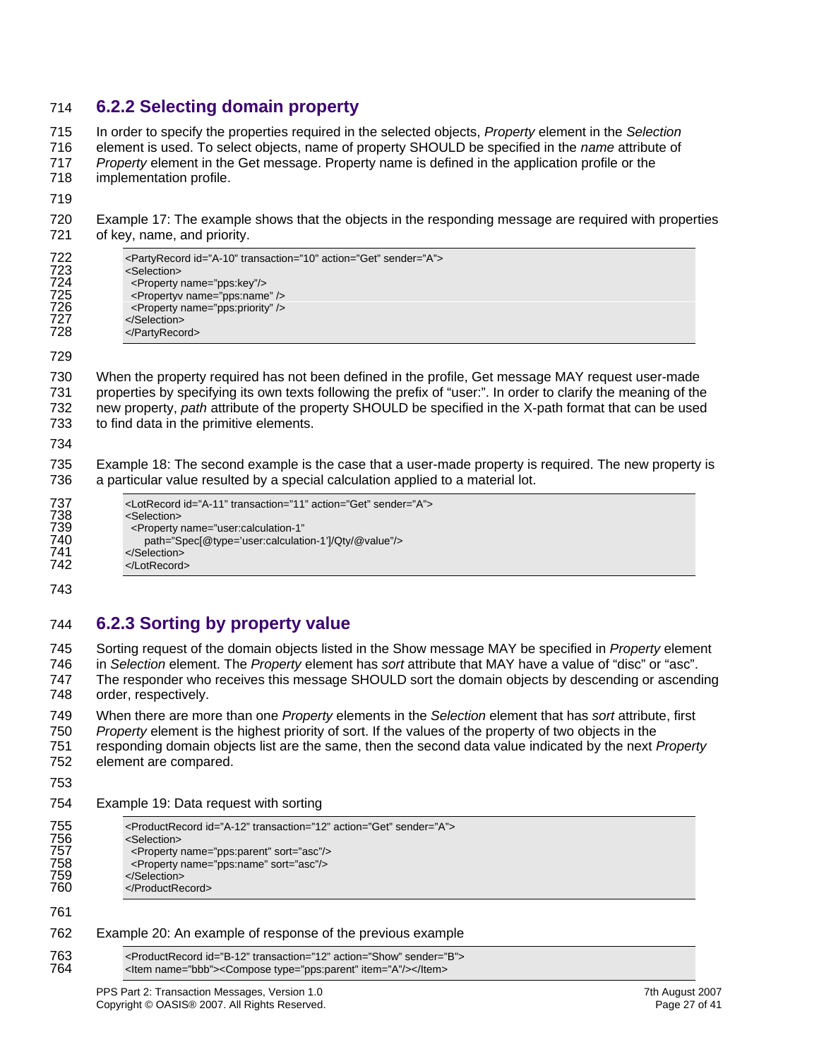### 6.2.2 Selecting domain property

In order to specify the properties required in the selected objects, *Property* element in the *Selection* element is used. To select objects, name of property SHOULD be specified in the *name* attribute of *Property* element in the Get message. Property name is defined in the application profile or the implementation profile.

Example 17: The example shows that the objects in the responding message are required with properties of key, name, and priority.

```
<PartyRecord id="A-10" transaction="10" action="Get" sender="A">
<Selection>
  <Property name="pps:key"/>
  <Propertyv name="pps:name" />
  <Property name="pps:priority" />
</Selection>
</PartyRecord>
```

When the property required has not been defined in the profile, Get message MAY request user-made properties by specifying its own texts following the prefix of "user:". In order to clarify the meaning of the new property, *path* attribute of the property SHOULD be specified in the X-path format that can be used to find data in the primitive elements.

Example 18: The second example is the case that a user-made property is required. The new property is a particular value resulted by a special calculation applied to a material lot.

```
<LotRecord id="A-11" transaction="11" action="Get" sender="A">
<Selection>
  <Property name="user:calculation-1"
     path="Spec[@type='user:calculation-1']/Qty/@value"/>
</Selection>
</LotRecord>
```

### 6.2.3 Sorting by property value

Sorting request of the domain objects listed in the Show message MAY be specified in *Property* element in *Selection* element. The *Property* element has *sort* attribute that MAY have a value of "disc" or "asc". The responder who receives this message SHOULD sort the domain objects by descending or ascending order, respectively.

When there are more than one *Property* elements in the *Selection* element that has *sort* attribute, first *Property* element is the highest priority of sort. If the values of the property of two objects in the responding domain objects list are the same, then the second data value indicated by the next *Property* element are compared.

Example 19: Data request with sorting

```
<ProductRecord id="A-12" transaction="12" action="Get" sender="A">
<Selection>
  <Property name="pps:parent" sort="asc"/>
  <Property name="pps:name" sort="asc"/>
</Selection>
</ProductRecord>
```

Example 20: An example of response of the previous example

```
<ProductRecord id="B-12" transaction="12" action="Show" sender="B">
<Item name="bbb"><Compose type="pps:parent" item="A"/></Item>
```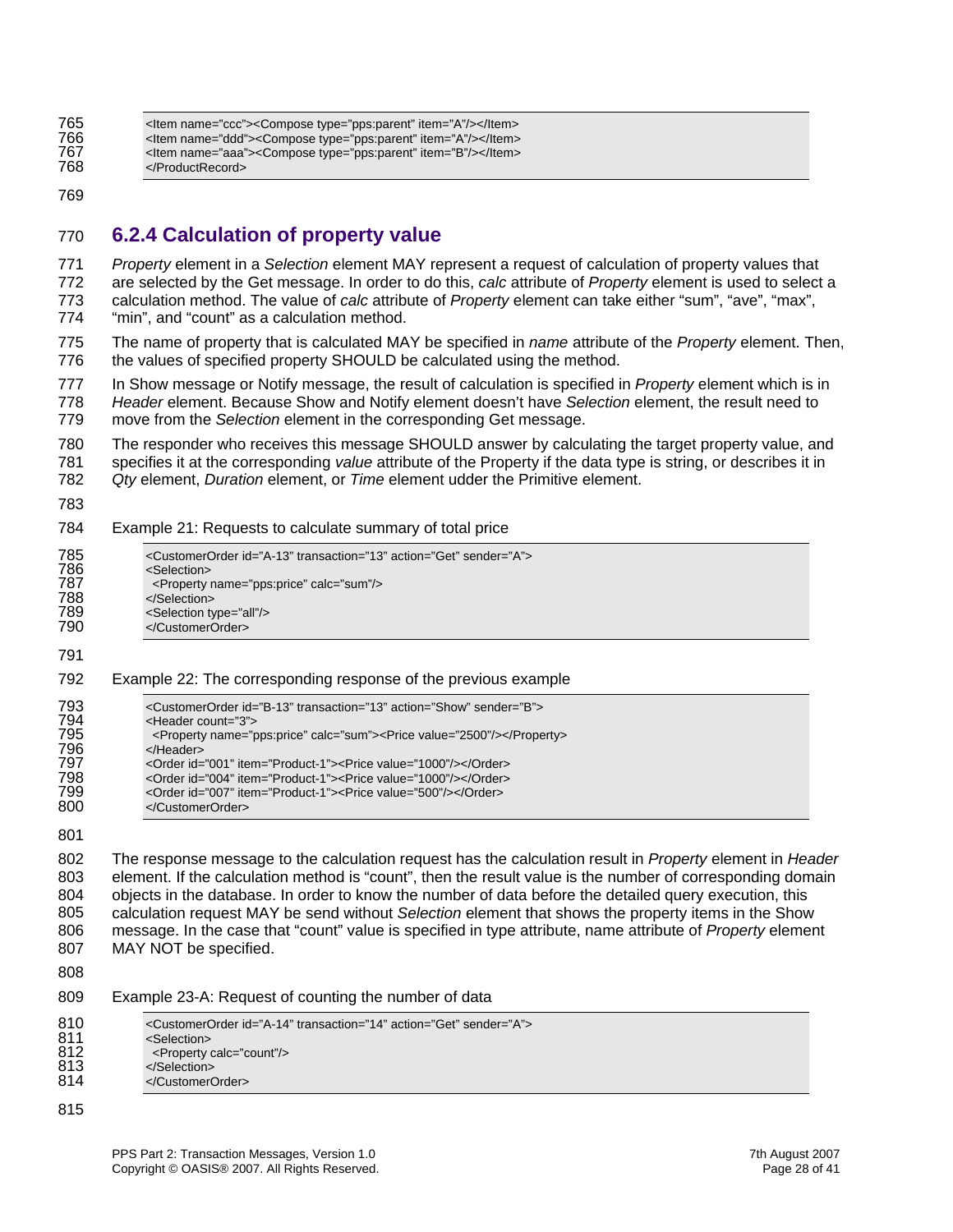```
<Item name="ccc"><Compose type="pps:parent" item="A"/></Item>
<Item name="ddd"><Compose type="pps:parent" item="A"/></Item>
<Item name="aaa"><Compose type="pps:parent" item="B"/></Item>
</ProductRecord>
```

### 6.2.4 Calculation of property value

*Property* element in a *Selection* element MAY represent a request of calculation of property values that are selected by the Get message. In order to do this, *calc* attribute of *Property* element is used to select a calculation method. The value of *calc* attribute of *Property* element can take either "sum", "ave", "max", "min", and "count" as a calculation method.

The name of property that is calculated MAY be specified in *name* attribute of the *Property* element. Then, the values of specified property SHOULD be calculated using the method.

In Show message or Notify message, the result of calculation is specified in *Property* element which is in *Header* element. Because Show and Notify element doesn't have *Selection* element, the result need to move from the *Selection* element in the corresponding Get message.

The responder who receives this message SHOULD answer by calculating the target property value, and specifies it at the corresponding *value* attribute of the Property if the data type is string, or describes it in *Qty* element, *Duration* element, or *Time* element udder the Primitive element.

Example 21: Requests to calculate summary of total price

```
<CustomerOrder id="A-13" transaction="13" action="Get" sender="A">
<Selection>
  <Property name="pps:price" calc="sum"/>
</Selection>
<Selection type="all"/>
</CustomerOrder>
```

Example 22: The corresponding response of the previous example

```
<CustomerOrder id="B-13" transaction="13" action="Show" sender="B">
<Header count="3">
  <Property name="pps:price" calc="sum"><Price value="2500"/></Property>
</Header>
<Order id="001" item="Product-1"><Price value="1000"/></Order>
<Order id="004" item="Product-1"><Price value="1000"/></Order>
<Order id="007" item="Product-1"><Price value="500"/></Order>
</CustomerOrder>
```

The response message to the calculation request has the calculation result in *Property* element in *Header* element. If the calculation method is "count", then the result value is the number of corresponding domain objects in the database. In order to know the number of data before the detailed query execution, this calculation request MAY be send without *Selection* element that shows the property items in the Show message. In the case that "count" value is specified in type attribute, name attribute of *Property* element MAY NOT be specified.

Example 23-A: Request of counting the number of data

```
<CustomerOrder id="A-14" transaction="14" action="Get" sender="A">
<Selection>
  <Property calc="count"/>
</Selection>
</CustomerOrder>
```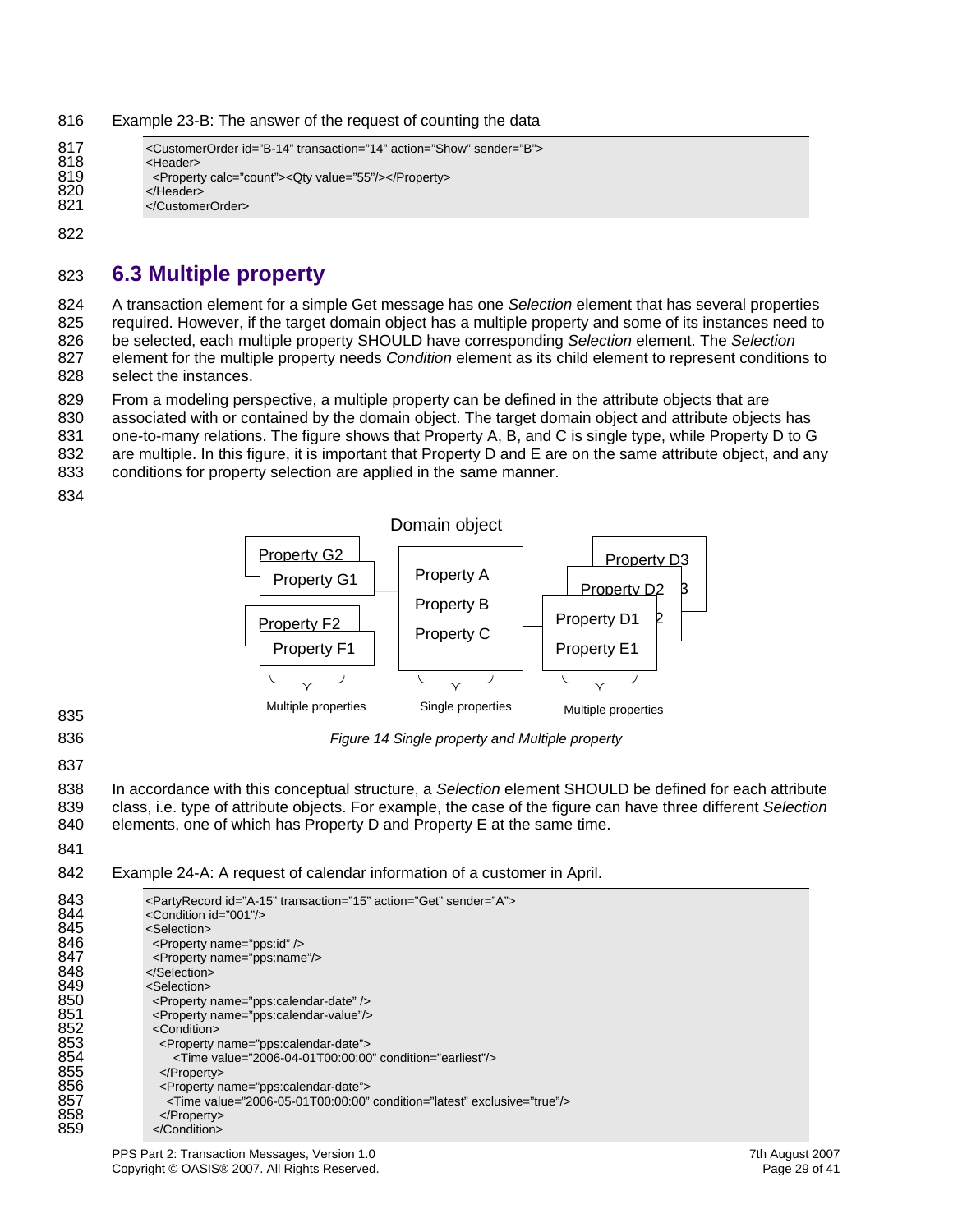Example 23-B: The answer of the request of counting the data

```
<CustomerOrder id="B-14" transaction="14" action="Show" sender="B">
<Header>
  <Property calc="count"><Qty value="55"/></Property>
</Header>
</CustomerOrder>
```

## 6.3 Multiple property

A transaction element for a simple Get message has one *Selection* element that has several properties required. However, if the target domain object has a multiple property and some of its instances need to be selected, each multiple property SHOULD have corresponding *Selection* element. The *Selection* element for the multiple property needs *Condition* element as its child element to represent conditions to select the instances.

From a modeling perspective, a multiple property can be defined in the attribute objects that are associated with or contained by the domain object. The target domain object and attribute objects has one-to-many relations. The figure shows that Property A, B, and C is single type, while Property D to G are multiple. In this figure, it is important that Property D and E are on the same attribute object, and any conditions for property selection are applied in the same manner.

*Figure 14 Single property and Multiple property*

In accordance with this conceptual structure, a *Selection* element SHOULD be defined for each attribute class, i.e. type of attribute objects. For example, the case of the figure can have three different *Selection* elements, one of which has Property D and Property E at the same time.

Example 24-A: A request of calendar information of a customer in April.

```
<PartyRecord id="A-15" transaction="15" action="Get" sender="A">
<Condition id="001"/>
<Selection>
  <Property name="pps:id" />
  <Property name="pps:name"/>
</Selection>
<Selection>
  <Property name="pps:calendar-date" />
  <Property name="pps:calendar-value"/>
  <Condition>
    <Property name="pps:calendar-date">
       <Time value="2006-04-01T00:00:00" condition="earliest"/>
    </Property>
    <Property name="pps:calendar-date">
      <Time value="2006-05-01T00:00:00" condition="latest" exclusive="true"/>
    </Property>
  </Condition>
```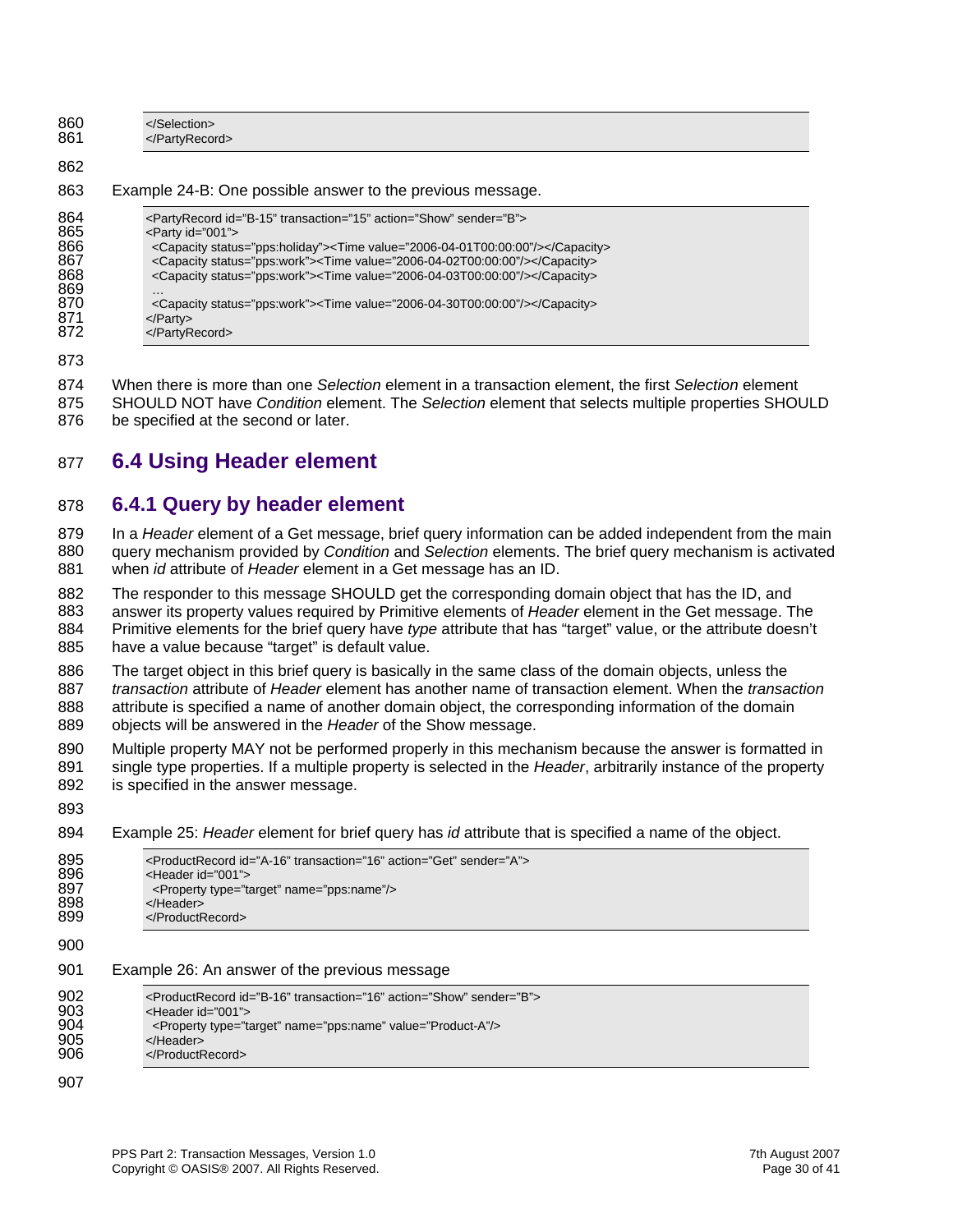```
</Selection>
</PartyRecord>
```

Example 24-B: One possible answer to the previous message.

```
<PartyRecord id="B-15" transaction="15" action="Show" sender="B">
<Party id="001">
  <Capacity status="pps:holiday"><Time value="2006-04-01T00:00:00"/></Capacity>
  <Capacity status="pps:work"><Time value="2006-04-02T00:00:00"/></Capacity>
  <Capacity status="pps:work"><Time value="2006-04-03T00:00:00"/></Capacity>
  …
  <Capacity status="pps:work"><Time value="2006-04-30T00:00:00"/></Capacity>
</Party>
</PartyRecord>
```

When there is more than one *Selection* element in a transaction element, the first *Selection* element SHOULD NOT have *Condition* element. The *Selection* element that selects multiple properties SHOULD be specified at the second or later.

## 6.4 Using Header element

### 6.4.1 Query by header element

In a *Header* element of a Get message, brief query information can be added independent from the main query mechanism provided by *Condition* and *Selection* elements. The brief query mechanism is activated when *id* attribute of *Header* element in a Get message has an ID.

The responder to this message SHOULD get the corresponding domain object that has the ID, and answer its property values required by Primitive elements of *Header* element in the Get message. The Primitive elements for the brief query have *type* attribute that has “target” value, or the attribute doesn’t have a value because “target” is default value.

The target object in this brief query is basically in the same class of the domain objects, unless the *transaction* attribute of *Header* element has another name of transaction element. When the *transaction* attribute is specified a name of another domain object, the corresponding information of the domain objects will be answered in the *Header* of the Show message.

Multiple property MAY not be performed properly in this mechanism because the answer is formatted in single type properties. If a multiple property is selected in the *Header*, arbitrarily instance of the property is specified in the answer message.

Example 25: *Header* element for brief query has *id* attribute that is specified a name of the object.

```
<ProductRecord id="A-16" transaction="16" action="Get" sender="A">
<Header id="001">
  <Property type="target" name="pps:name"/>
</Header>
</ProductRecord>
```

Example 26: An answer of the previous message

```
<ProductRecord id="B-16" transaction="16" action="Show" sender="B">
<Header id="001">
  <Property type="target" name="pps:name" value="Product-A"/>
</Header>
</ProductRecord>
```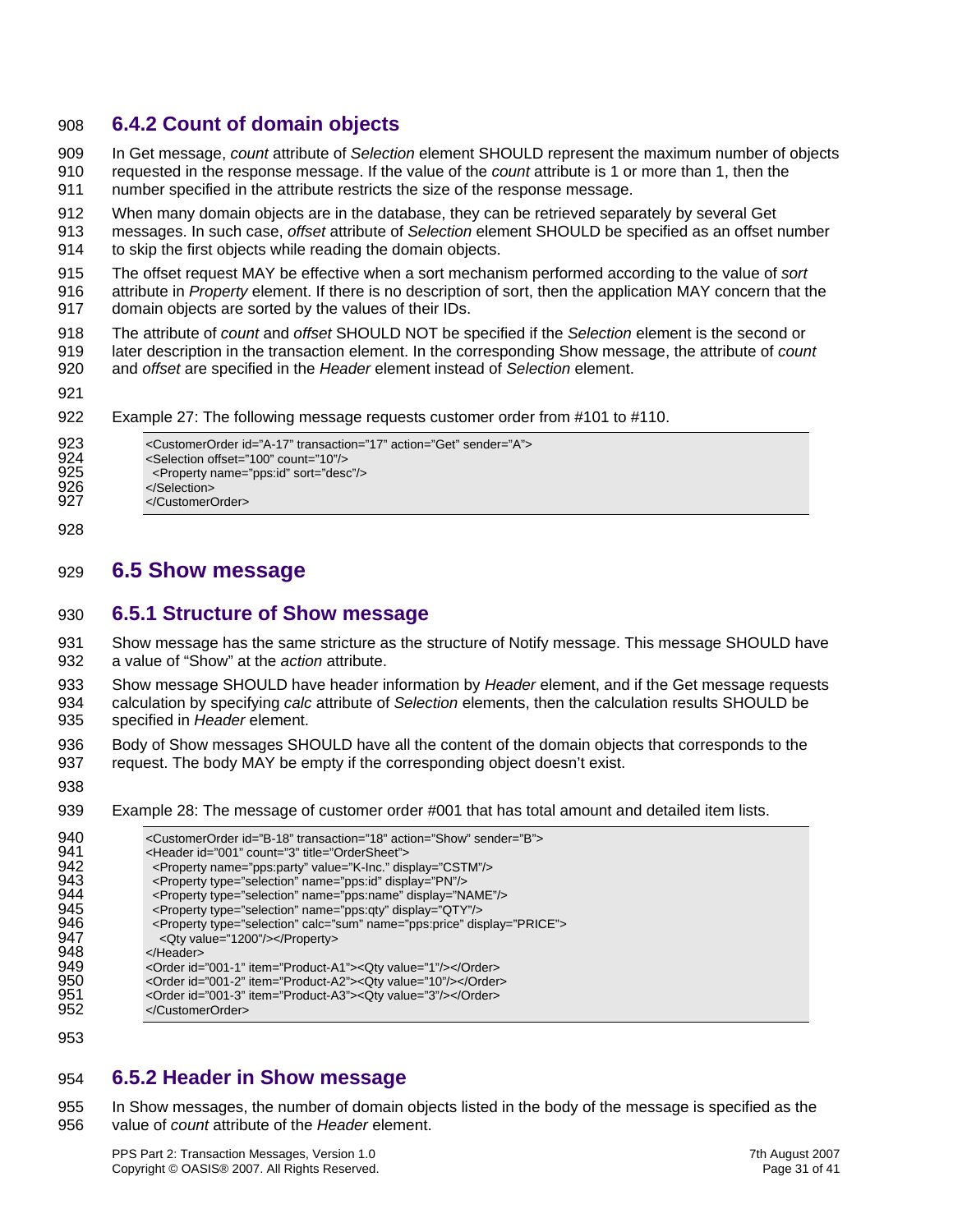### 6.4.2 Count of domain objects

In Get message, *count* attribute of *Selection* element SHOULD represent the maximum number of objects requested in the response message. If the value of the *count* attribute is 1 or more than 1, then the number specified in the attribute restricts the size of the response message.

When many domain objects are in the database, they can be retrieved separately by several Get messages. In such case, *offset* attribute of *Selection* element SHOULD be specified as an offset number to skip the first objects while reading the domain objects.

The offset request MAY be effective when a sort mechanism performed according to the value of *sort* attribute in *Property* element. If there is no description of sort, then the application MAY concern that the domain objects are sorted by the values of their IDs.

The attribute of *count* and *offset* SHOULD NOT be specified if the *Selection* element is the second or later description in the transaction element. In the corresponding Show message, the attribute of *count* and *offset* are specified in the *Header* element instead of *Selection* element.

Example 27: The following message requests customer order from #101 to #110.

```
<CustomerOrder id="A-17" transaction="17" action="Get" sender="A">
<Selection offset="100" count="10"/>
  <Property name="pps:id" sort="desc"/>
</Selection>
</CustomerOrder>
```

## 6.5 Show message

### 6.5.1 Structure of Show message

Show message has the same stricture as the structure of Notify message. This message SHOULD have a value of "Show" at the *action* attribute.

Show message SHOULD have header information by *Header* element, and if the Get message requests calculation by specifying *calc* attribute of *Selection* elements, then the calculation results SHOULD be specified in *Header* element.

Body of Show messages SHOULD have all the content of the domain objects that corresponds to the request. The body MAY be empty if the corresponding object doesn't exist.

Example 28: The message of customer order #001 that has total amount and detailed item lists.

```
<CustomerOrder id="B-18" transaction="18" action="Show" sender="B">
<Header id="001" count="3" title="OrderSheet">
  <Property name="pps:party" value="K-Inc." display="CSTM"/>
  <Property type="selection" name="pps:id" display="PN"/>
  <Property type="selection" name="pps:name" display="NAME"/>
  <Property type="selection" name="pps:qty" display="QTY"/>
  <Property type="selection" calc="sum" name="pps:price" display="PRICE">
    <Qty value="1200"/></Property>
</Header>
<Order id="001-1" item="Product-A1"><Qty value="1"/></Order>
<Order id="001-2" item="Product-A2"><Qty value="10"/></Order>
<Order id="001-3" item="Product-A3"><Qty value="3"/></Order>
</CustomerOrder>
```

### 6.5.2 Header in Show message

In Show messages, the number of domain objects listed in the body of the message is specified as the value of *count* attribute of the *Header* element.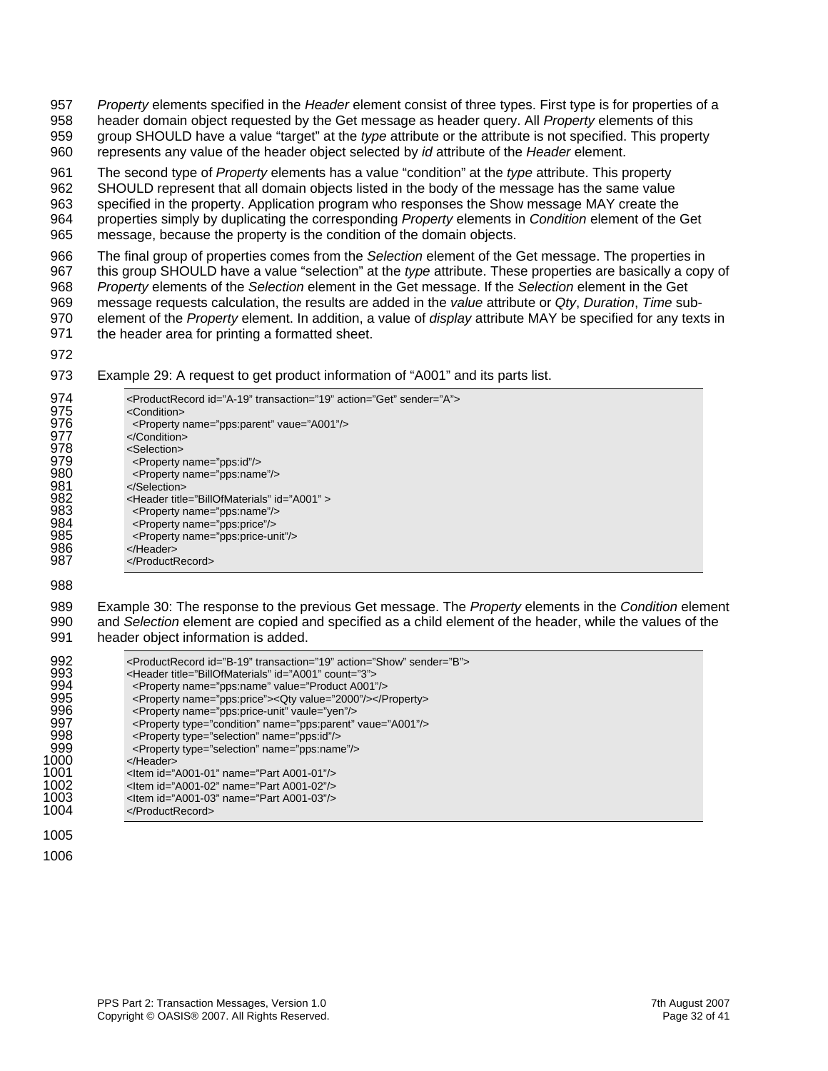*Property* elements specified in the *Header* element consist of three types. First type is for properties of a header domain object requested by the Get message as header query. All *Property* elements of this group SHOULD have a value "target" at the *type* attribute or the attribute is not specified. This property represents any value of the header object selected by *id* attribute of the *Header* element.

The second type of *Property* elements has a value "condition" at the *type* attribute. This property SHOULD represent that all domain objects listed in the body of the message has the same value specified in the property. Application program who responses the Show message MAY create the properties simply by duplicating the corresponding *Property* elements in *Condition* element of the Get message, because the property is the condition of the domain objects.

The final group of properties comes from the *Selection* element of the Get message. The properties in this group SHOULD have a value "selection" at the *type* attribute. These properties are basically a copy of *Property* elements of the *Selection* element in the Get message. If the *Selection* element in the Get message requests calculation, the results are added in the *value* attribute or *Qty*, *Duration*, *Time* sub-element of the *Property* element. In addition, a value of *display* attribute MAY be specified for any texts in the header area for printing a formatted sheet.

Example 29: A request to get product information of "A001" and its parts list.

```
<ProductRecord id="A-19" transaction="19" action="Get" sender="A">
<Condition>
  <Property name="pps:parent" vaue="A001"/>
</Condition>
<Selection>
  <Property name="pps:id"/>
  <Property name="pps:name"/>
</Selection>
<Header title="BillOfMaterials" id="A001" >
  <Property name="pps:name"/>
  <Property name="pps:price"/>
  <Property name="pps:price-unit"/>
</Header>
</ProductRecord>
```

Example 30: The response to the previous Get message. The *Property* elements in the *Condition* element and *Selection* element are copied and specified as a child element of the header, while the values of the header object information is added.

```
<ProductRecord id="B-19" transaction="19" action="Show" sender="B">
<Header title="BillOfMaterials" id="A001" count="3">
  <Property name="pps:name" value="Product A001"/>
  <Property name="pps:price"><Qty value="2000"/></Property>
  <Property name="pps:price-unit" vaule="yen"/>
  <Property type="condition" name="pps:parent" vaue="A001"/>
  <Property type="selection" name="pps:id"/>
  <Property type="selection" name="pps:name"/>
</Header>
<Item id="A001-01" name="Part A001-01"/>
<Item id="A001-02" name="Part A001-02"/>
<Item id="A001-03" name="Part A001-03"/>
</ProductRecord>
```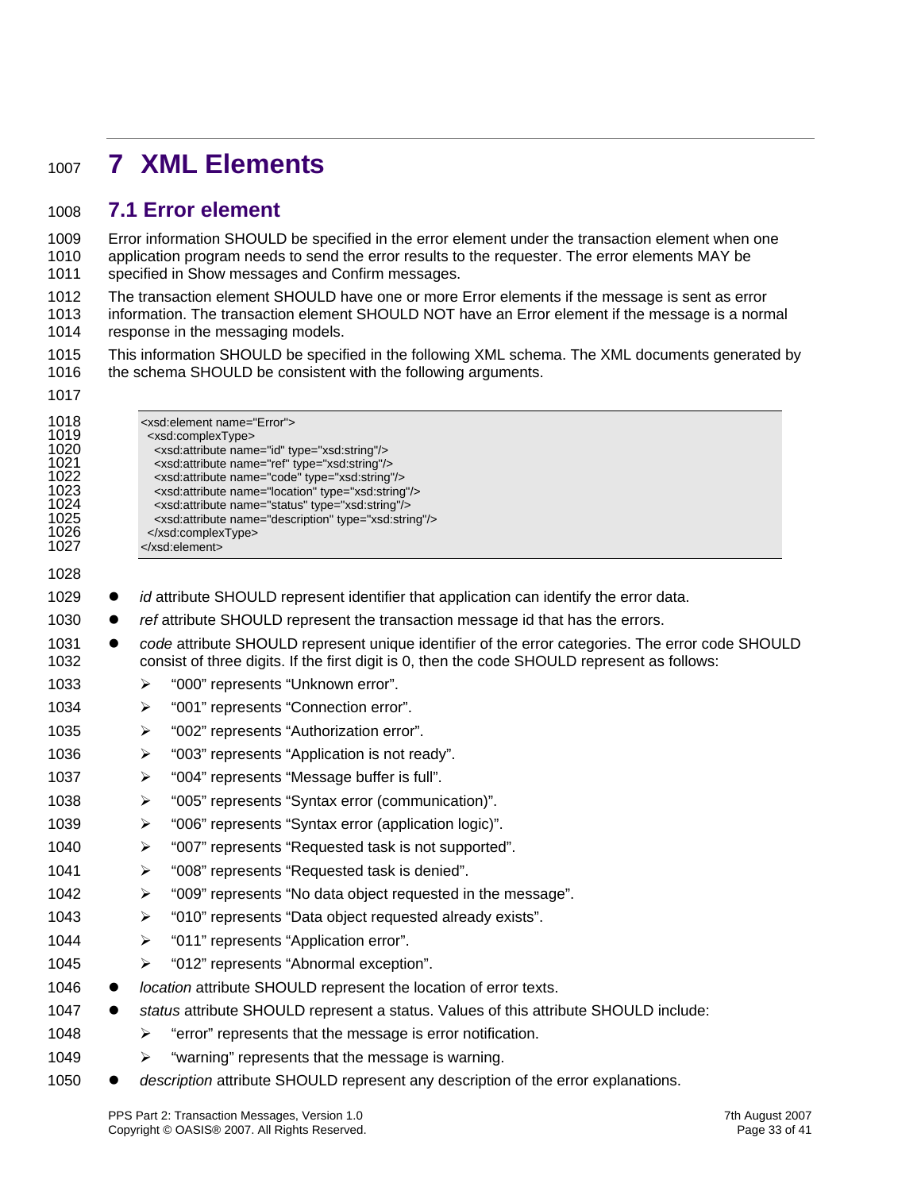# 7 XML Elements

## 7.1 Error element

Error information SHOULD be specified in the error element under the transaction element when one application program needs to send the error results to the requester. The error elements MAY be specified in Show messages and Confirm messages.

The transaction element SHOULD have one or more Error elements if the message is sent as error information. The transaction element SHOULD NOT have an Error element if the message is a normal response in the messaging models.

This information SHOULD be specified in the following XML schema. The XML documents generated by the schema SHOULD be consistent with the following arguments.

```
<xsd:element name="Error">
  <xsd:complexType>
    <xsd:attribute name="id" type="xsd:string"/>
    <xsd:attribute name="ref" type="xsd:string"/>
    <xsd:attribute name="code" type="xsd:string"/>
    <xsd:attribute name="location" type="xsd:string"/>
    <xsd:attribute name="status" type="xsd:string"/>
    <xsd:attribute name="description" type="xsd:string"/>
  </xsd:complexType>
</xsd:element>
```

- *id* attribute SHOULD represent identifier that application can identify the error data.
- *ref* attribute SHOULD represent the transaction message id that has the errors.
- *code* attribute SHOULD represent unique identifier of the error categories. The error code SHOULD consist of three digits. If the first digit is 0, then the code SHOULD represent as follows:
  - "000" represents "Unknown error".
  - "001" represents "Connection error".
  - "002" represents "Authorization error".
  - "003" represents "Application is not ready".
  - "004" represents "Message buffer is full".
  - "005" represents "Syntax error (communication)".
  - "006" represents "Syntax error (application logic)".
  - "007" represents "Requested task is not supported".
  - "008" represents "Requested task is denied".
  - "009" represents "No data object requested in the message".
  - "010" represents "Data object requested already exists".
  - "011" represents "Application error".
  - "012" represents "Abnormal exception".
- *location* attribute SHOULD represent the location of error texts.
- *status* attribute SHOULD represent a status. Values of this attribute SHOULD include:
  - "error" represents that the message is error notification.
  - "warning" represents that the message is warning.
- *description* attribute SHOULD represent any description of the error explanations.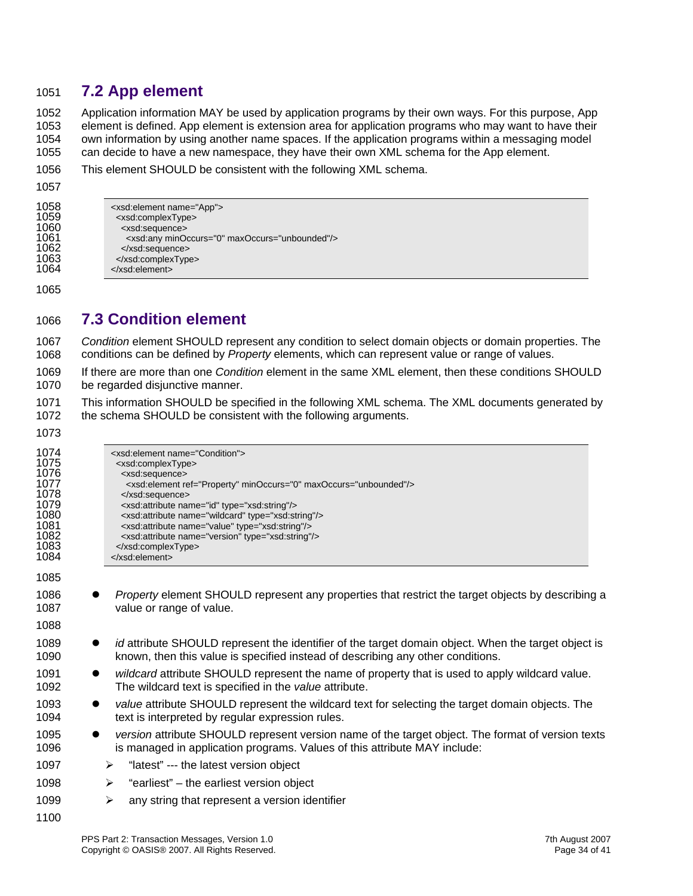## 7.2 App element

Application information MAY be used by application programs by their own ways. For this purpose, App element is defined. App element is extension area for application programs who may want to have their own information by using another name spaces. If the application programs within a messaging model can decide to have a new namespace, they have their own XML schema for the App element.

This element SHOULD be consistent with the following XML schema.

```
<xsd:element name="App">
 <xsd:complexType>
  <xsd:sequence>
   <xsd:any minOccurs="0" maxOccurs="unbounded"/>
  </xsd:sequence>
 </xsd:complexType>
</xsd:element>
```

## 7.3 Condition element

*Condition* element SHOULD represent any condition to select domain objects or domain properties. The conditions can be defined by *Property* elements, which can represent value or range of values.

If there are more than one *Condition* element in the same XML element, then these conditions SHOULD be regarded disjunctive manner.

This information SHOULD be specified in the following XML schema. The XML documents generated by the schema SHOULD be consistent with the following arguments.

```
<xsd:element name="Condition">
 <xsd:complexType>
  <xsd:sequence>
   <xsd:element ref="Property" minOccurs="0" maxOccurs="unbounded"/>
  </xsd:sequence>
  <xsd:attribute name="id" type="xsd:string"/>
  <xsd:attribute name="wildcard" type="xsd:string"/>
  <xsd:attribute name="value" type="xsd:string"/>
  <xsd:attribute name="version" type="xsd:string"/>
 </xsd:complexType>
</xsd:element>
```

- *Property* element SHOULD represent any properties that restrict the target objects by describing a value or range of value.

- *id* attribute SHOULD represent the identifier of the target domain object. When the target object is known, then this value is specified instead of describing any other conditions.
- *wildcard* attribute SHOULD represent the name of property that is used to apply wildcard value. The wildcard text is specified in the *value* attribute.
- *value* attribute SHOULD represent the wildcard text for selecting the target domain objects. The text is interpreted by regular expression rules.
- *version* attribute SHOULD represent version name of the target object. The format of version texts is managed in application programs. Values of this attribute MAY include:
  - "latest" --- the latest version object
  - "earliest" – the earliest version object
  - any string that represent a version identifier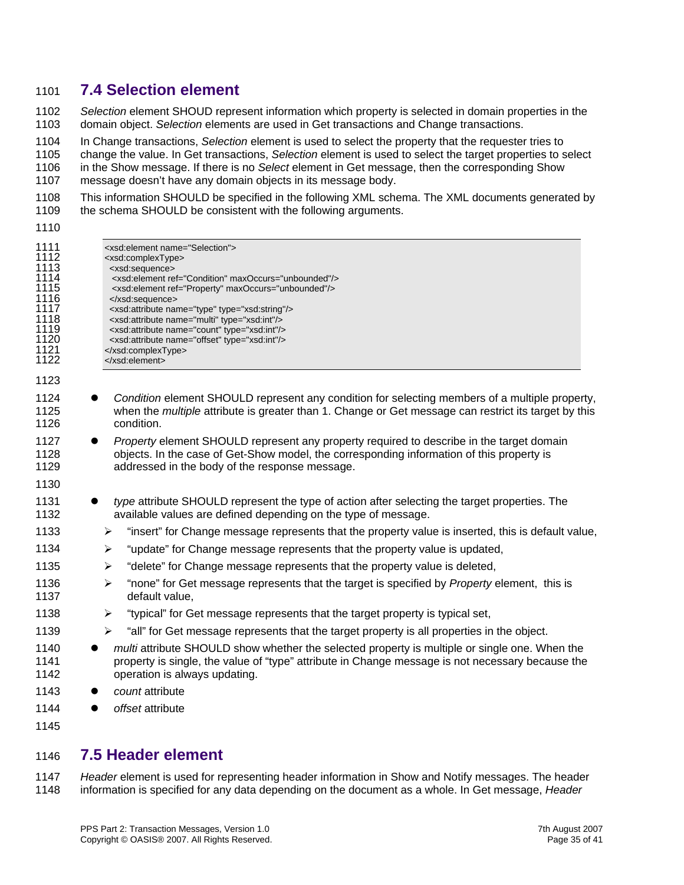## 7.4 Selection element

*Selection* element SHOUD represent information which property is selected in domain properties in the domain object. *Selection* elements are used in Get transactions and Change transactions.

In Change transactions, *Selection* element is used to select the property that the requester tries to change the value. In Get transactions, *Selection* element is used to select the target properties to select in the Show message. If there is no *Select* element in Get message, then the corresponding Show message doesn't have any domain objects in its message body.

This information SHOULD be specified in the following XML schema. The XML documents generated by the schema SHOULD be consistent with the following arguments.

```
<xsd:element name="Selection">
<xsd:complexType>
 <xsd:sequence>
  <xsd:element ref="Condition" maxOccurs="unbounded"/>
  <xsd:element ref="Property" maxOccurs="unbounded"/>
 </xsd:sequence>
 <xsd:attribute name="type" type="xsd:string"/>
 <xsd:attribute name="multi" type="xsd:int"/>
 <xsd:attribute name="count" type="xsd:int"/>
 <xsd:attribute name="offset" type="xsd:int"/>
</xsd:complexType>
</xsd:element>
```

- *Condition* element SHOULD represent any condition for selecting members of a multiple property, when the *multiple* attribute is greater than 1. Change or Get message can restrict its target by this condition.
- *Property* element SHOULD represent any property required to describe in the target domain objects. In the case of Get-Show model, the corresponding information of this property is addressed in the body of the response message.

- *type* attribute SHOULD represent the type of action after selecting the target properties. The available values are defined depending on the type of message.
  - "insert" for Change message represents that the property value is inserted, this is default value,
  - "update" for Change message represents that the property value is updated,
  - "delete" for Change message represents that the property value is deleted,
  - "none" for Get message represents that the target is specified by *Property* element, this is default value,
  - "typical" for Get message represents that the target property is typical set,
  - "all" for Get message represents that the target property is all properties in the object.
- *multi* attribute SHOULD show whether the selected property is multiple or single one. When the property is single, the value of "type" attribute in Change message is not necessary because the operation is always updating.
- *count* attribute
- *offset* attribute

## 7.5 Header element

*Header* element is used for representing header information in Show and Notify messages. The header information is specified for any data depending on the document as a whole. In Get message, *Header*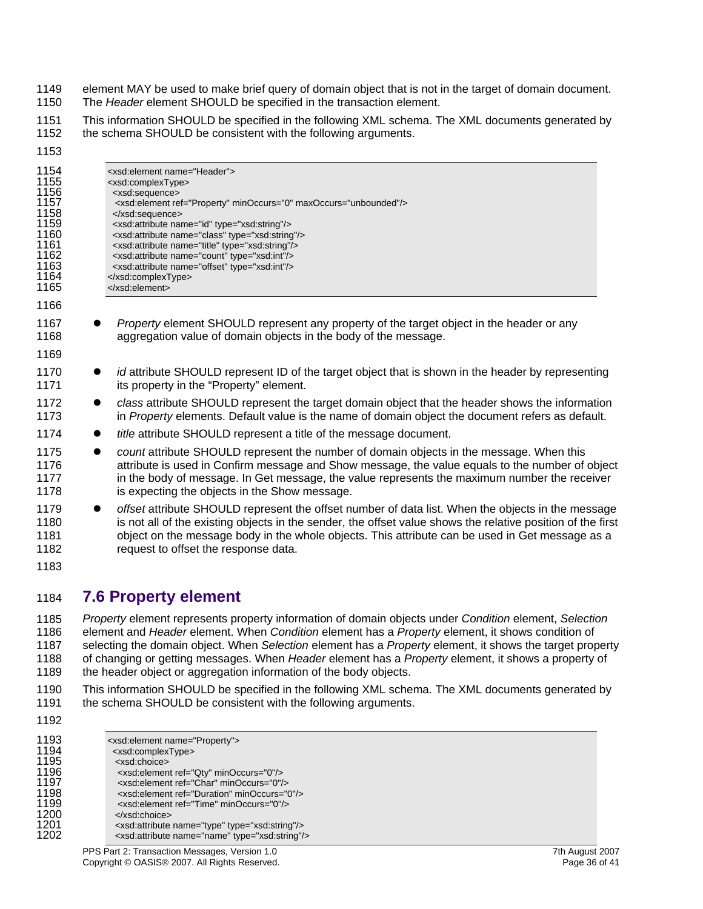element MAY be used to make brief query of domain object that is not in the target of domain document. The *Header* element SHOULD be specified in the transaction element.

This information SHOULD be specified in the following XML schema. The XML documents generated by the schema SHOULD be consistent with the following arguments.

```
<xsd:element name="Header">
<xsd:complexType>
 <xsd:sequence>
  <xsd:element ref="Property" minOccurs="0" maxOccurs="unbounded"/>
 </xsd:sequence>
 <xsd:attribute name="id" type="xsd:string"/>
 <xsd:attribute name="class" type="xsd:string"/>
 <xsd:attribute name="title" type="xsd:string"/>
 <xsd:attribute name="count" type="xsd:int"/>
 <xsd:attribute name="offset" type="xsd:int"/>
</xsd:complexType>
</xsd:element>
```

- *Property* element SHOULD represent any property of the target object in the header or any aggregation value of domain objects in the body of the message.

- *id* attribute SHOULD represent ID of the target object that is shown in the header by representing its property in the “Property” element.
- *class* attribute SHOULD represent the target domain object that the header shows the information in *Property* elements. Default value is the name of domain object the document refers as default.
- *title* attribute SHOULD represent a title of the message document.
- *count* attribute SHOULD represent the number of domain objects in the message. When this attribute is used in Confirm message and Show message, the value equals to the number of object in the body of message. In Get message, the value represents the maximum number the receiver is expecting the objects in the Show message.
- *offset* attribute SHOULD represent the offset number of data list. When the objects in the message is not all of the existing objects in the sender, the offset value shows the relative position of the first object on the message body in the whole objects. This attribute can be used in Get message as a request to offset the response data.

## 7.6 Property element

*Property* element represents property information of domain objects under *Condition* element, *Selection* element and *Header* element. When *Condition* element has a *Property* element, it shows condition of selecting the domain object. When *Selection* element has a *Property* element, it shows the target property of changing or getting messages. When *Header* element has a *Property* element, it shows a property of the header object or aggregation information of the body objects.

This information SHOULD be specified in the following XML schema. The XML documents generated by the schema SHOULD be consistent with the following arguments.

```
<xsd:element name="Property">
 <xsd:complexType>
  <xsd:choice>
   <xsd:element ref="Qty" minOccurs="0"/>
   <xsd:element ref="Char" minOccurs="0"/>
   <xsd:element ref="Duration" minOccurs="0"/>
   <xsd:element ref="Time" minOccurs="0"/>
  </xsd:choice>
  <xsd:attribute name="type" type="xsd:string"/>
  <xsd:attribute name="name" type="xsd:string"/>
```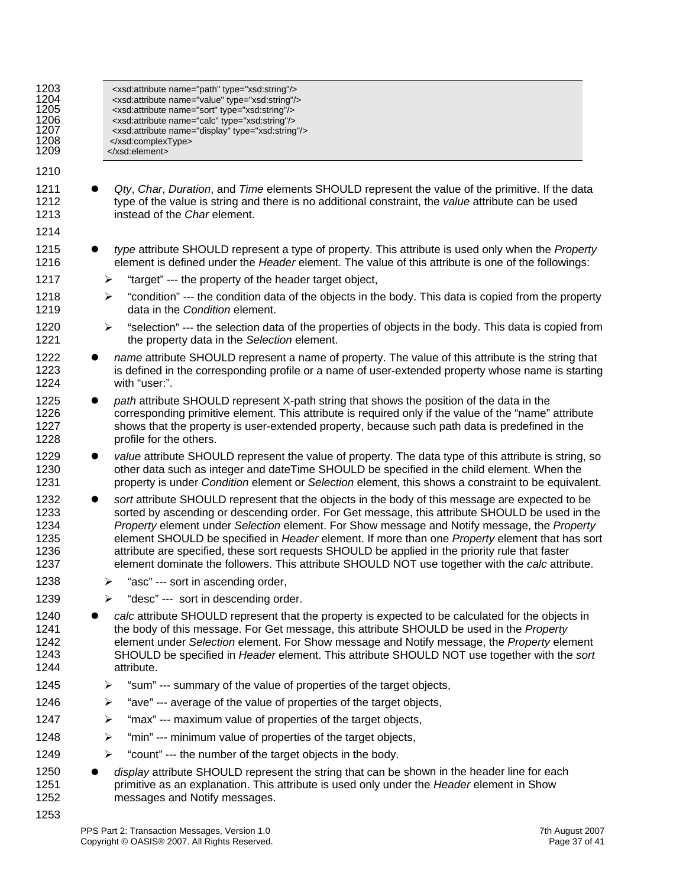```
    <xsd:attribute name="path" type="xsd:string"/>
    <xsd:attribute name="value" type="xsd:string"/>
    <xsd:attribute name="sort" type="xsd:string"/>
    <xsd:attribute name="calc" type="xsd:string"/>
    <xsd:attribute name="display" type="xsd:string"/>
  </xsd:complexType>
</xsd:element>
```

- *Qty*, *Char*, *Duration*, and *Time* elements SHOULD represent the value of the primitive. If the data type of the value is string and there is no additional constraint, the *value* attribute can be used instead of the *Char* element.

- *type* attribute SHOULD represent a type of property. This attribute is used only when the *Property* element is defined under the *Header* element. The value of this attribute is one of the followings:
  - "target" --- the property of the header target object,
  - "condition" --- the condition data of the objects in the body. This data is copied from the property data in the *Condition* element.
  - "selection" --- the selection data of the properties of objects in the body. This data is copied from the property data in the *Selection* element.
- *name* attribute SHOULD represent a name of property. The value of this attribute is the string that is defined in the corresponding profile or a name of user-extended property whose name is starting with "user:".
- *path* attribute SHOULD represent X-path string that shows the position of the data in the corresponding primitive element. This attribute is required only if the value of the "name" attribute shows that the property is user-extended property, because such path data is predefined in the profile for the others.
- *value* attribute SHOULD represent the value of property. The data type of this attribute is string, so other data such as integer and dateTime SHOULD be specified in the child element. When the property is under *Condition* element or *Selection* element, this shows a constraint to be equivalent.
- *sort* attribute SHOULD represent that the objects in the body of this message are expected to be sorted by ascending or descending order. For Get message, this attribute SHOULD be used in the *Property* element under *Selection* element. For Show message and Notify message, the *Property* element SHOULD be specified in *Header* element. If more than one *Property* element that has sort attribute are specified, these sort requests SHOULD be applied in the priority rule that faster element dominate the followers. This attribute SHOULD NOT use together with the *calc* attribute.
  - "asc" --- sort in ascending order,
  - "desc" --- sort in descending order.
- *calc* attribute SHOULD represent that the property is expected to be calculated for the objects in the body of this message. For Get message, this attribute SHOULD be used in the *Property* element under *Selection* element. For Show message and Notify message, the *Property* element SHOULD be specified in *Header* element. This attribute SHOULD NOT use together with the *sort* attribute.
  - "sum" --- summary of the value of properties of the target objects,
  - "ave" --- average of the value of properties of the target objects,
  - "max" --- maximum value of properties of the target objects,
  - "min" --- minimum value of properties of the target objects,
  - "count" --- the number of the target objects in the body.
- *display* attribute SHOULD represent the string that can be shown in the header line for each primitive as an explanation. This attribute is used only under the *Header* element in Show messages and Notify messages.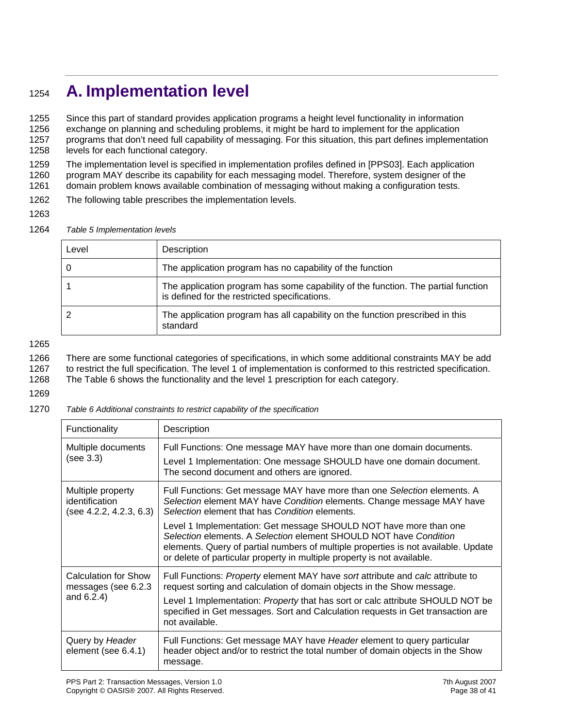# A. Implementation level

Since this part of standard provides application programs a height level functionality in information exchange on planning and scheduling problems, it might be hard to implement for the application programs that don't need full capability of messaging. For this situation, this part defines implementation levels for each functional category.

The implementation level is specified in implementation profiles defined in [PPS03]. Each application program MAY describe its capability for each messaging model. Therefore, system designer of the domain problem knows available combination of messaging without making a configuration tests.

The following table prescribes the implementation levels.

*Table 5 Implementation levels*

| Level | Description |
|---|---|
| 0 | The application program has no capability of the function |
| 1 | The application program has some capability of the function. The partial function is defined for the restricted specifications. |
| 2 | The application program has all capability on the function prescribed in this standard |

There are some functional categories of specifications, in which some additional constraints MAY be add to restrict the full specification. The level 1 of implementation is conformed to this restricted specification. The Table 6 shows the functionality and the level 1 prescription for each category.

*Table 6 Additional constraints to restrict capability of the specification*

| Functionality | Description |
|---|---|
| Multiple documents (see 3.3) | Full Functions: One message MAY have more than one domain documents.<br>Level 1 Implementation: One message SHOULD have one domain document. The second document and others are ignored. |
| Multiple property identification (see 4.2.2, 4.2.3, 6.3) | Full Functions: Get message MAY have more than one *Selection* elements. A *Selection* element MAY have *Condition* elements. Change message MAY have *Selection* element that has *Condition* elements.<br>Level 1 Implementation: Get message SHOULD NOT have more than one *Selection* elements. A *Selection* element SHOULD NOT have *Condition* elements. Query of partial numbers of multiple properties is not available. Update or delete of particular property in multiple property is not available. |
| Calculation for Show messages (see 6.2.3 and 6.2.4) | Full Functions: *Property* element MAY have *sort* attribute and *calc* attribute to request sorting and calculation of domain objects in the Show message.<br>Level 1 Implementation: *Property* that has sort or calc attribute SHOULD NOT be specified in Get messages. Sort and Calculation requests in Get transaction are not available. |
| Query by *Header* element (see 6.4.1) | Full Functions: Get message MAY have *Header* element to query particular header object and/or to restrict the total number of domain objects in the Show message. |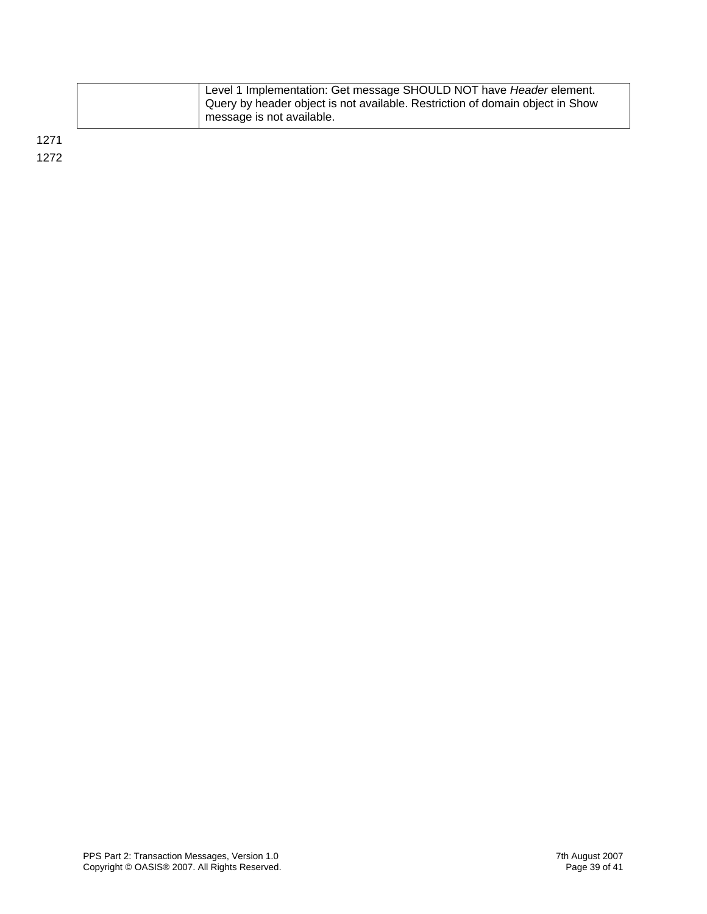| | |
|---|---|
| | Level 1 Implementation: Get message SHOULD NOT have *Header* element. Query by header object is not available. Restriction of domain object in Show message is not available. |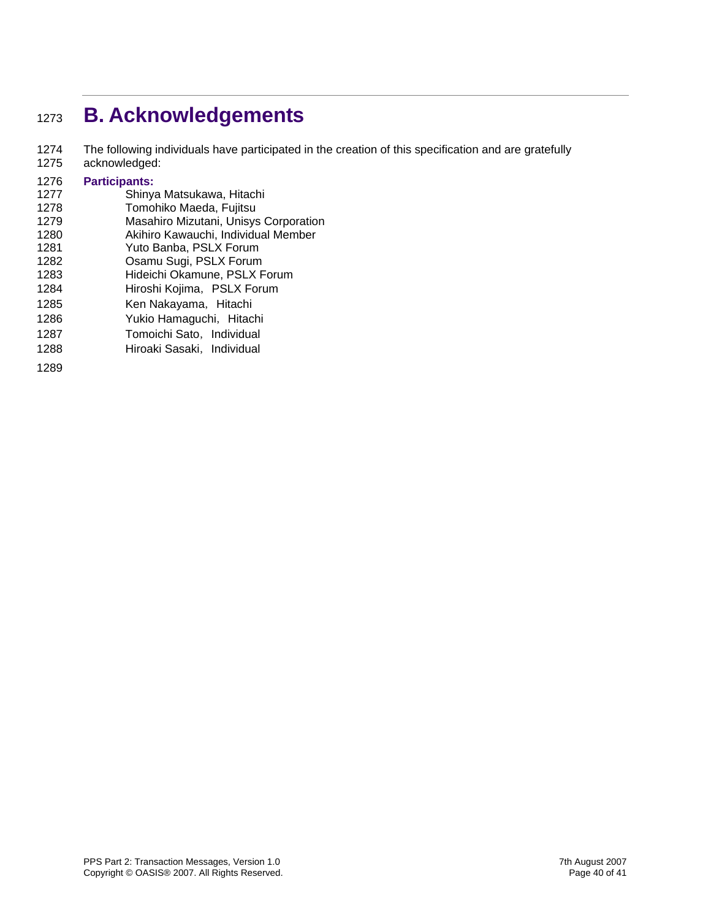# B. Acknowledgements

The following individuals have participated in the creation of this specification and are gratefully acknowledged:

**Participants:**

Shinya Matsukawa, Hitachi
Tomohiko Maeda, Fujitsu
Masahiro Mizutani, Unisys Corporation
Akihiro Kawauchi, Individual Member
Yuto Banba, PSLX Forum
Osamu Sugi, PSLX Forum
Hideichi Okamune, PSLX Forum
Hiroshi Kojima, PSLX Forum
Ken Nakayama, Hitachi
Yukio Hamaguchi, Hitachi
Tomoichi Sato, Individual
Hiroaki Sasaki, Individual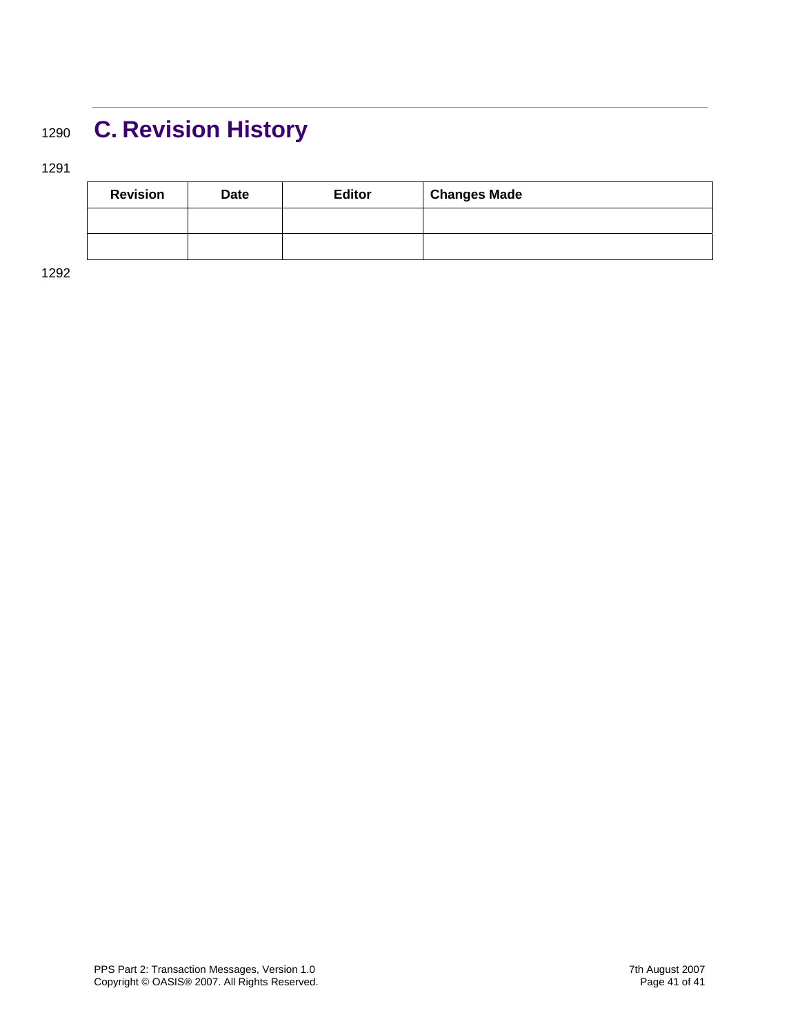# C. Revision History

| Revision | Date | Editor | Changes Made |
| --- | --- | --- | --- |
| | | | |
| | | | |